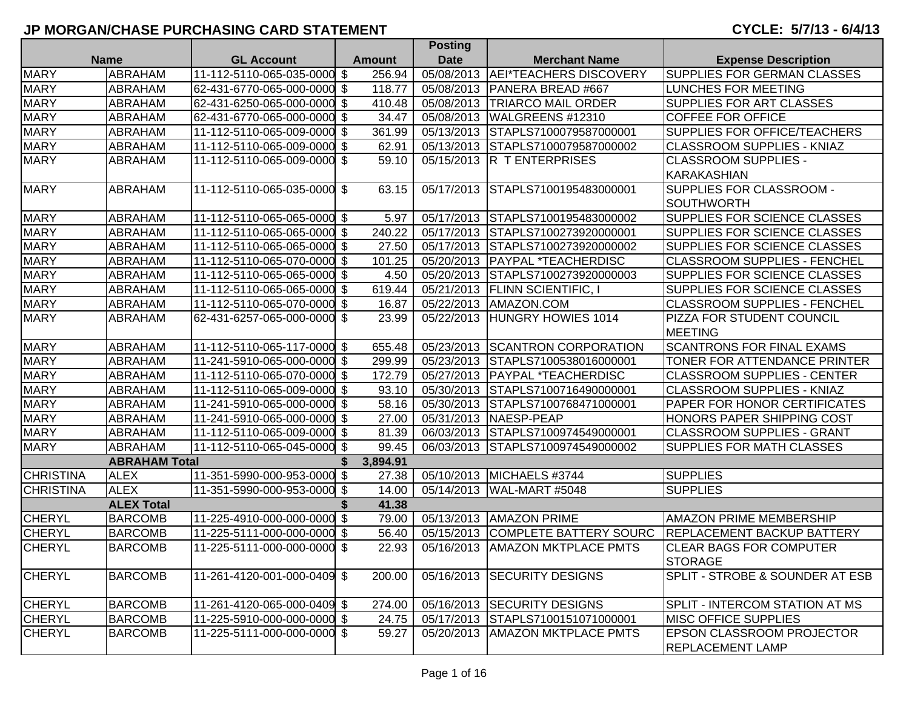## JP MORGAN/CHASE PURCHASING CARD STATEMENT

**CYCLE: 5/7/13 - 6/4/13**

| Name | | GL Account | Amount | Posting Date | Merchant Name | Expense Description |
|---|---|---|---|---|---|---|
| MARY | ABRAHAM | 11-112-5110-065-035-0000 | $ 256.94 | 05/08/2013 | AEI*TEACHERS DISCOVERY | SUPPLIES FOR GERMAN CLASSES |
| MARY | ABRAHAM | 62-431-6770-065-000-0000 | $ 118.77 | 05/08/2013 | PANERA BREAD #667 | LUNCHES FOR MEETING |
| MARY | ABRAHAM | 62-431-6250-065-000-0000 | $ 410.48 | 05/08/2013 | TRIARCO MAIL ORDER | SUPPLIES FOR ART CLASSES |
| MARY | ABRAHAM | 62-431-6770-065-000-0000 | $ 34.47 | 05/08/2013 | WALGREENS #12310 | COFFEE FOR OFFICE |
| MARY | ABRAHAM | 11-112-5110-065-009-0000 | $ 361.99 | 05/13/2013 | STAPLS7100079587000001 | SUPPLIES FOR OFFICE/TEACHERS |
| MARY | ABRAHAM | 11-112-5110-065-009-0000 | $ 62.91 | 05/13/2013 | STAPLS7100079587000002 | CLASSROOM SUPPLIES - KNIAZ |
| MARY | ABRAHAM | 11-112-5110-065-009-0000 | $ 59.10 | 05/15/2013 | R T ENTERPRISES | CLASSROOM SUPPLIES - KARAKASHIAN |
| MARY | ABRAHAM | 11-112-5110-065-035-0000 | $ 63.15 | 05/17/2013 | STAPLS7100195483000001 | SUPPLIES FOR CLASSROOM - SOUTHWORTH |
| MARY | ABRAHAM | 11-112-5110-065-065-0000 | $ 5.97 | 05/17/2013 | STAPLS7100195483000002 | SUPPLIES FOR SCIENCE CLASSES |
| MARY | ABRAHAM | 11-112-5110-065-065-0000 | $ 240.22 | 05/17/2013 | STAPLS7100273920000001 | SUPPLIES FOR SCIENCE CLASSES |
| MARY | ABRAHAM | 11-112-5110-065-065-0000 | $ 27.50 | 05/17/2013 | STAPLS7100273920000002 | SUPPLIES FOR SCIENCE CLASSES |
| MARY | ABRAHAM | 11-112-5110-065-070-0000 | $ 101.25 | 05/20/2013 | PAYPAL *TEACHERDISC | CLASSROOM SUPPLIES - FENCHEL |
| MARY | ABRAHAM | 11-112-5110-065-065-0000 | $ 4.50 | 05/20/2013 | STAPLS7100273920000003 | SUPPLIES FOR SCIENCE CLASSES |
| MARY | ABRAHAM | 11-112-5110-065-065-0000 | $ 619.44 | 05/21/2013 | FLINN SCIENTIFIC, I | SUPPLIES FOR SCIENCE CLASSES |
| MARY | ABRAHAM | 11-112-5110-065-070-0000 | $ 16.87 | 05/22/2013 | AMAZON.COM | CLASSROOM SUPPLIES - FENCHEL |
| MARY | ABRAHAM | 62-431-6257-065-000-0000 | $ 23.99 | 05/22/2013 | HUNGRY HOWIES 1014 | PIZZA FOR STUDENT COUNCIL MEETING |
| MARY | ABRAHAM | 11-112-5110-065-117-0000 | $ 655.48 | 05/23/2013 | SCANTRON CORPORATION | SCANTRONS FOR FINAL EXAMS |
| MARY | ABRAHAM | 11-241-5910-065-000-0000 | $ 299.99 | 05/23/2013 | STAPLS7100538016000001 | TONER FOR ATTENDANCE PRINTER |
| MARY | ABRAHAM | 11-112-5110-065-070-0000 | $ 172.79 | 05/27/2013 | PAYPAL *TEACHERDISC | CLASSROOM SUPPLIES - CENTER |
| MARY | ABRAHAM | 11-112-5110-065-009-0000 | $ 93.10 | 05/30/2013 | STAPLS7100716490000001 | CLASSROOM SUPPLIES - KNIAZ |
| MARY | ABRAHAM | 11-241-5910-065-000-0000 | $ 58.16 | 05/30/2013 | STAPLS7100768471000001 | PAPER FOR HONOR CERTIFICATES |
| MARY | ABRAHAM | 11-241-5910-065-000-0000 | $ 27.00 | 05/31/2013 | NAESP-PEAP | HONORS PAPER SHIPPING COST |
| MARY | ABRAHAM | 11-112-5110-065-009-0000 | $ 81.39 | 06/03/2013 | STAPLS7100974549000001 | CLASSROOM SUPPLIES - GRANT |
| MARY | ABRAHAM | 11-112-5110-065-045-0000 | $ 99.45 | 06/03/2013 | STAPLS7100974549000002 | SUPPLIES FOR MATH CLASSES |
| | **ABRAHAM Total** | | **$ 3,894.91** | | | |
| CHRISTINA | ALEX | 11-351-5990-000-953-0000 | $ 27.38 | 05/10/2013 | MICHAELS #3744 | SUPPLIES |
| CHRISTINA | ALEX | 11-351-5990-000-953-0000 | $ 14.00 | 05/14/2013 | WAL-MART #5048 | SUPPLIES |
| | **ALEX Total** | | **$ 41.38** | | | |
| CHERYL | BARCOMB | 11-225-4910-000-000-0000 | $ 79.00 | 05/13/2013 | AMAZON PRIME | AMAZON PRIME MEMBERSHIP |
| CHERYL | BARCOMB | 11-225-5111-000-000-0000 | $ 56.40 | 05/15/2013 | COMPLETE BATTERY SOURC | REPLACEMENT BACKUP BATTERY |
| CHERYL | BARCOMB | 11-225-5111-000-000-0000 | $ 22.93 | 05/16/2013 | AMAZON MKTPLACE PMTS | CLEAR BAGS FOR COMPUTER STORAGE |
| CHERYL | BARCOMB | 11-261-4120-001-000-0409 | $ 200.00 | 05/16/2013 | SECURITY DESIGNS | SPLIT - STROBE & SOUNDER AT ESB |
| CHERYL | BARCOMB | 11-261-4120-065-000-0409 | $ 274.00 | 05/16/2013 | SECURITY DESIGNS | SPLIT - INTERCOM STATION AT MS |
| CHERYL | BARCOMB | 11-225-5910-000-000-0000 | $ 24.75 | 05/17/2013 | STAPLS7100151071000001 | MISC OFFICE SUPPLIES |
| CHERYL | BARCOMB | 11-225-5111-000-000-0000 | $ 59.27 | 05/20/2013 | AMAZON MKTPLACE PMTS | EPSON CLASSROOM PROJECTOR REPLACEMENT LAMP |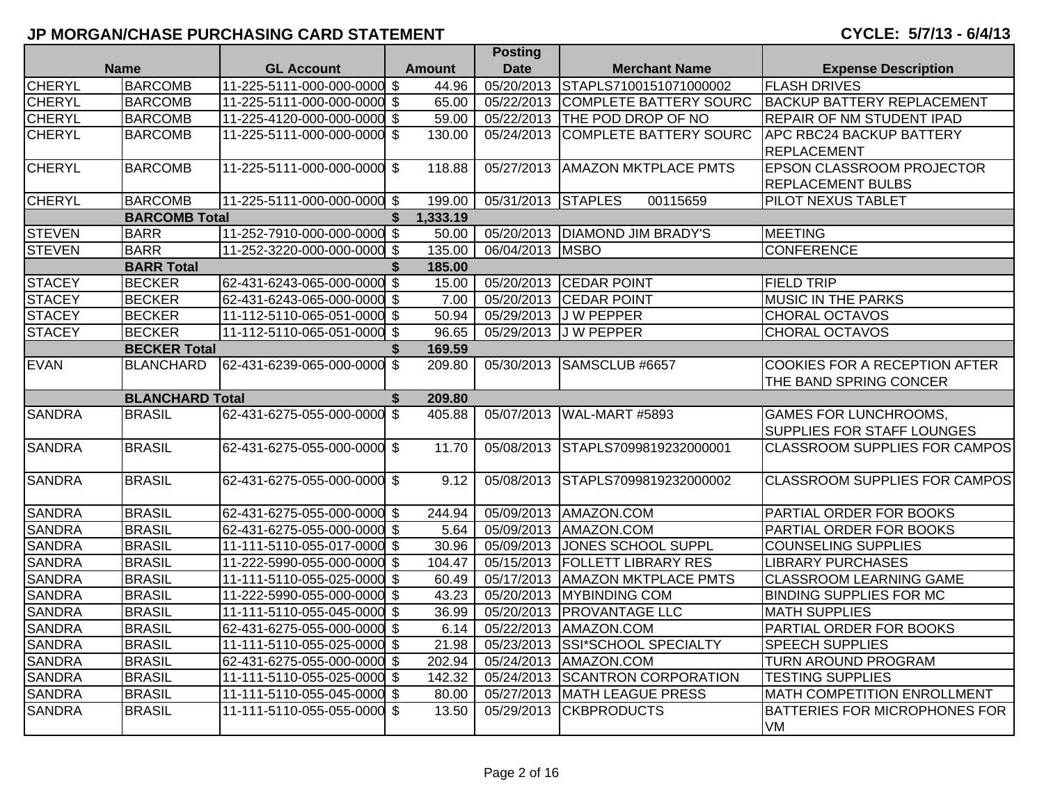## JP MORGAN/CHASE PURCHASING CARD STATEMENT

**CYCLE: 5/7/13 - 6/4/13**

| Name | | GL Account | Amount | Posting Date | Merchant Name | Expense Description |
|---|---|---|---|---|---|---|
| CHERYL | BARCOMB | 11-225-5111-000-000-0000 | $ 44.96 | 05/20/2013 | STAPLS7100151071000002 | FLASH DRIVES |
| CHERYL | BARCOMB | 11-225-5111-000-000-0000 | $ 65.00 | 05/22/2013 | COMPLETE BATTERY SOURC | BACKUP BATTERY REPLACEMENT |
| CHERYL | BARCOMB | 11-225-4120-000-000-0000 | $ 59.00 | 05/22/2013 | THE POD DROP OF NO | REPAIR OF NM STUDENT IPAD |
| CHERYL | BARCOMB | 11-225-5111-000-000-0000 | $ 130.00 | 05/24/2013 | COMPLETE BATTERY SOURC | APC RBC24 BACKUP BATTERY REPLACEMENT |
| CHERYL | BARCOMB | 11-225-5111-000-000-0000 | $ 118.88 | 05/27/2013 | AMAZON MKTPLACE PMTS | EPSON CLASSROOM PROJECTOR REPLACEMENT BULBS |
| CHERYL | BARCOMB | 11-225-5111-000-000-0000 | $ 199.00 | 05/31/2013 | STAPLES 00115659 | PILOT NEXUS TABLET |
| | **BARCOMB Total** | | **$ 1,333.19** | | | |
| STEVEN | BARR | 11-252-7910-000-000-0000 | $ 50.00 | 05/20/2013 | DIAMOND JIM BRADY'S | MEETING |
| STEVEN | BARR | 11-252-3220-000-000-0000 | $ 135.00 | 06/04/2013 | MSBO | CONFERENCE |
| | **BARR Total** | | **$ 185.00** | | | |
| STACEY | BECKER | 62-431-6243-065-000-0000 | $ 15.00 | 05/20/2013 | CEDAR POINT | FIELD TRIP |
| STACEY | BECKER | 62-431-6243-065-000-0000 | $ 7.00 | 05/20/2013 | CEDAR POINT | MUSIC IN THE PARKS |
| STACEY | BECKER | 11-112-5110-065-051-0000 | $ 50.94 | 05/29/2013 | J W PEPPER | CHORAL OCTAVOS |
| STACEY | BECKER | 11-112-5110-065-051-0000 | $ 96.65 | 05/29/2013 | J W PEPPER | CHORAL OCTAVOS |
| | **BECKER Total** | | **$ 169.59** | | | |
| EVAN | BLANCHARD | 62-431-6239-065-000-0000 | $ 209.80 | 05/30/2013 | SAMSCLUB #6657 | COOKIES FOR A RECEPTION AFTER THE BAND SPRING CONCER |
| | **BLANCHARD Total** | | **$ 209.80** | | | |
| SANDRA | BRASIL | 62-431-6275-055-000-0000 | $ 405.88 | 05/07/2013 | WAL-MART #5893 | GAMES FOR LUNCHROOMS, SUPPLIES FOR STAFF LOUNGES |
| SANDRA | BRASIL | 62-431-6275-055-000-0000 | $ 11.70 | 05/08/2013 | STAPLS7099819232000001 | CLASSROOM SUPPLIES FOR CAMPOS |
| SANDRA | BRASIL | 62-431-6275-055-000-0000 | $ 9.12 | 05/08/2013 | STAPLS7099819232000002 | CLASSROOM SUPPLIES FOR CAMPOS |
| SANDRA | BRASIL | 62-431-6275-055-000-0000 | $ 244.94 | 05/09/2013 | AMAZON.COM | PARTIAL ORDER FOR BOOKS |
| SANDRA | BRASIL | 62-431-6275-055-000-0000 | $ 5.64 | 05/09/2013 | AMAZON.COM | PARTIAL ORDER FOR BOOKS |
| SANDRA | BRASIL | 11-111-5110-055-017-0000 | $ 30.96 | 05/09/2013 | JONES SCHOOL SUPPL | COUNSELING SUPPLIES |
| SANDRA | BRASIL | 11-222-5990-055-000-0000 | $ 104.47 | 05/15/2013 | FOLLETT LIBRARY RES | LIBRARY PURCHASES |
| SANDRA | BRASIL | 11-111-5110-055-025-0000 | $ 60.49 | 05/17/2013 | AMAZON MKTPLACE PMTS | CLASSROOM LEARNING GAME |
| SANDRA | BRASIL | 11-222-5990-055-000-0000 | $ 43.23 | 05/20/2013 | MYBINDING COM | BINDING SUPPLIES FOR MC |
| SANDRA | BRASIL | 11-111-5110-055-045-0000 | $ 36.99 | 05/20/2013 | PROVANTAGE LLC | MATH SUPPLIES |
| SANDRA | BRASIL | 62-431-6275-055-000-0000 | $ 6.14 | 05/22/2013 | AMAZON.COM | PARTIAL ORDER FOR BOOKS |
| SANDRA | BRASIL | 11-111-5110-055-025-0000 | $ 21.98 | 05/23/2013 | SSI*SCHOOL SPECIALTY | SPEECH SUPPLIES |
| SANDRA | BRASIL | 62-431-6275-055-000-0000 | $ 202.94 | 05/24/2013 | AMAZON.COM | TURN AROUND PROGRAM |
| SANDRA | BRASIL | 11-111-5110-055-025-0000 | $ 142.32 | 05/24/2013 | SCANTRON CORPORATION | TESTING SUPPLIES |
| SANDRA | BRASIL | 11-111-5110-055-045-0000 | $ 80.00 | 05/27/2013 | MATH LEAGUE PRESS | MATH COMPETITION ENROLLMENT |
| SANDRA | BRASIL | 11-111-5110-055-055-0000 | $ 13.50 | 05/29/2013 | CKBPRODUCTS | BATTERIES FOR MICROPHONES FOR VM |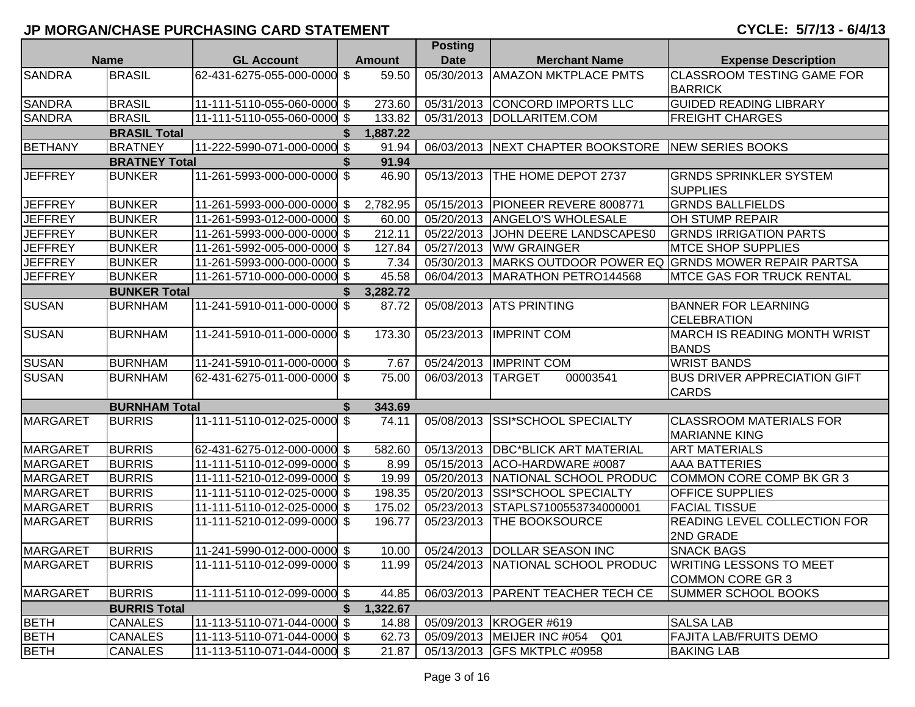## JP MORGAN/CHASE PURCHASING CARD STATEMENT

**CYCLE: 5/7/13 - 6/4/13**

| Name | | GL Account | Amount | Posting Date | Merchant Name | Expense Description |
|---|---|---|---|---|---|---|
| SANDRA | BRASIL | 62-431-6275-055-000-0000 | $ 59.50 | 05/30/2013 | AMAZON MKTPLACE PMTS | CLASSROOM TESTING GAME FOR BARRICK |
| SANDRA | BRASIL | 11-111-5110-055-060-0000 | $ 273.60 | 05/31/2013 | CONCORD IMPORTS LLC | GUIDED READING LIBRARY |
| SANDRA | BRASIL | 11-111-5110-055-060-0000 | $ 133.82 | 05/31/2013 | DOLLARITEM.COM | FREIGHT CHARGES |
| | **BRASIL Total** | | **$ 1,887.22** | | | |
| BETHANY | BRATNEY | 11-222-5990-071-000-0000 | $ 91.94 | 06/03/2013 | NEXT CHAPTER BOOKSTORE | NEW SERIES BOOKS |
| | **BRATNEY Total** | | **$ 91.94** | | | |
| JEFFREY | BUNKER | 11-261-5993-000-000-0000 | $ 46.90 | 05/13/2013 | THE HOME DEPOT 2737 | GRNDS SPRINKLER SYSTEM SUPPLIES |
| JEFFREY | BUNKER | 11-261-5993-000-000-0000 | $ 2,782.95 | 05/15/2013 | PIONEER REVERE 8008771 | GRNDS BALLFIELDS |
| JEFFREY | BUNKER | 11-261-5993-012-000-0000 | $ 60.00 | 05/20/2013 | ANGELO'S WHOLESALE | OH STUMP REPAIR |
| JEFFREY | BUNKER | 11-261-5993-000-000-0000 | $ 212.11 | 05/22/2013 | JOHN DEERE LANDSCAPES0 | GRNDS IRRIGATION PARTS |
| JEFFREY | BUNKER | 11-261-5992-005-000-0000 | $ 127.84 | 05/27/2013 | WW GRAINGER | MTCE SHOP SUPPLIES |
| JEFFREY | BUNKER | 11-261-5993-000-000-0000 | $ 7.34 | 05/30/2013 | MARKS OUTDOOR POWER EQ | GRNDS MOWER REPAIR PARTSA |
| JEFFREY | BUNKER | 11-261-5710-000-000-0000 | $ 45.58 | 06/04/2013 | MARATHON PETRO144568 | MTCE GAS FOR TRUCK RENTAL |
| | **BUNKER Total** | | **$ 3,282.72** | | | |
| SUSAN | BURNHAM | 11-241-5910-011-000-0000 | $ 87.72 | 05/08/2013 | ATS PRINTING | BANNER FOR LEARNING CELEBRATION |
| SUSAN | BURNHAM | 11-241-5910-011-000-0000 | $ 173.30 | 05/23/2013 | IMPRINT COM | MARCH IS READING MONTH WRIST BANDS |
| SUSAN | BURNHAM | 11-241-5910-011-000-0000 | $ 7.67 | 05/24/2013 | IMPRINT COM | WRIST BANDS |
| SUSAN | BURNHAM | 62-431-6275-011-000-0000 | $ 75.00 | 06/03/2013 | TARGET 00003541 | BUS DRIVER APPRECIATION GIFT CARDS |
| | **BURNHAM Total** | | **$ 343.69** | | | |
| MARGARET | BURRIS | 11-111-5110-012-025-0000 | $ 74.11 | 05/08/2013 | SSI*SCHOOL SPECIALTY | CLASSROOM MATERIALS FOR MARIANNE KING |
| MARGARET | BURRIS | 62-431-6275-012-000-0000 | $ 582.60 | 05/13/2013 | DBC*BLICK ART MATERIAL | ART MATERIALS |
| MARGARET | BURRIS | 11-111-5110-012-099-0000 | $ 8.99 | 05/15/2013 | ACO-HARDWARE #0087 | AAA BATTERIES |
| MARGARET | BURRIS | 11-111-5210-012-099-0000 | $ 19.99 | 05/20/2013 | NATIONAL SCHOOL PRODUC | COMMON CORE COMP BK GR 3 |
| MARGARET | BURRIS | 11-111-5110-012-025-0000 | $ 198.35 | 05/20/2013 | SSI*SCHOOL SPECIALTY | OFFICE SUPPLIES |
| MARGARET | BURRIS | 11-111-5110-012-025-0000 | $ 175.02 | 05/23/2013 | STAPLS7100553734000001 | FACIAL TISSUE |
| MARGARET | BURRIS | 11-111-5210-012-099-0000 | $ 196.77 | 05/23/2013 | THE BOOKSOURCE | READING LEVEL COLLECTION FOR 2ND GRADE |
| MARGARET | BURRIS | 11-241-5990-012-000-0000 | $ 10.00 | 05/24/2013 | DOLLAR SEASON INC | SNACK BAGS |
| MARGARET | BURRIS | 11-111-5110-012-099-0000 | $ 11.99 | 05/24/2013 | NATIONAL SCHOOL PRODUC | WRITING LESSONS TO MEET COMMON CORE GR 3 |
| MARGARET | BURRIS | 11-111-5110-012-099-0000 | $ 44.85 | 06/03/2013 | PARENT TEACHER TECH CE | SUMMER SCHOOL BOOKS |
| | **BURRIS Total** | | **$ 1,322.67** | | | |
| BETH | CANALES | 11-113-5110-071-044-0000 | $ 14.88 | 05/09/2013 | KROGER #619 | SALSA LAB |
| BETH | CANALES | 11-113-5110-071-044-0000 | $ 62.73 | 05/09/2013 | MEIJER INC #054 Q01 | FAJITA LAB/FRUITS DEMO |
| BETH | CANALES | 11-113-5110-071-044-0000 | $ 21.87 | 05/13/2013 | GFS MKTPLC #0958 | BAKING LAB |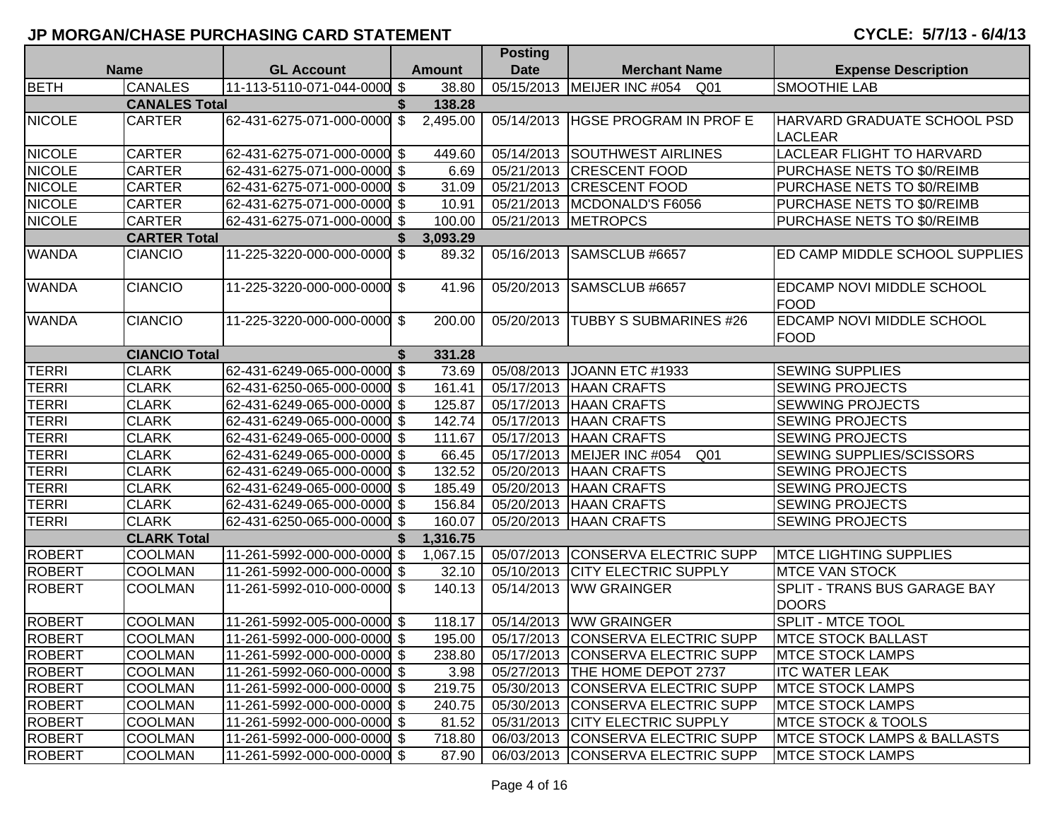## JP MORGAN/CHASE PURCHASING CARD STATEMENT

**CYCLE: 5/7/13 - 6/4/13**

| Name | | GL Account | | Amount | Posting Date | Merchant Name | Expense Description |
|---|---|---|---|---|---|---|---|
| BETH | CANALES | 11-113-5110-071-044-0000 | $ | 38.80 | 05/15/2013 | MEIJER INC #054 Q01 | SMOOTHIE LAB |
| | **CANALES Total** | | **$** | **138.28** | | | |
| NICOLE | CARTER | 62-431-6275-071-000-0000 | $ | 2,495.00 | 05/14/2013 | HGSE PROGRAM IN PROF E | HARVARD GRADUATE SCHOOL PSD LACLEAR |
| NICOLE | CARTER | 62-431-6275-071-000-0000 | $ | 449.60 | 05/14/2013 | SOUTHWEST AIRLINES | LACLEAR FLIGHT TO HARVARD |
| NICOLE | CARTER | 62-431-6275-071-000-0000 | $ | 6.69 | 05/21/2013 | CRESCENT FOOD | PURCHASE NETS TO $0/REIMB |
| NICOLE | CARTER | 62-431-6275-071-000-0000 | $ | 31.09 | 05/21/2013 | CRESCENT FOOD | PURCHASE NETS TO $0/REIMB |
| NICOLE | CARTER | 62-431-6275-071-000-0000 | $ | 10.91 | 05/21/2013 | MCDONALD'S F6056 | PURCHASE NETS TO $0/REIMB |
| NICOLE | CARTER | 62-431-6275-071-000-0000 | $ | 100.00 | 05/21/2013 | METROPCS | PURCHASE NETS TO $0/REIMB |
| | **CARTER Total** | | **$** | **3,093.29** | | | |
| WANDA | CIANCIO | 11-225-3220-000-000-0000 | $ | 89.32 | 05/16/2013 | SAMSCLUB #6657 | ED CAMP MIDDLE SCHOOL SUPPLIES |
| WANDA | CIANCIO | 11-225-3220-000-000-0000 | $ | 41.96 | 05/20/2013 | SAMSCLUB #6657 | EDCAMP NOVI MIDDLE SCHOOL FOOD |
| WANDA | CIANCIO | 11-225-3220-000-000-0000 | $ | 200.00 | 05/20/2013 | TUBBY S SUBMARINES #26 | EDCAMP NOVI MIDDLE SCHOOL FOOD |
| | **CIANCIO Total** | | **$** | **331.28** | | | |
| TERRI | CLARK | 62-431-6249-065-000-0000 | $ | 73.69 | 05/08/2013 | JOANN ETC #1933 | SEWING SUPPLIES |
| TERRI | CLARK | 62-431-6250-065-000-0000 | $ | 161.41 | 05/17/2013 | HAAN CRAFTS | SEWING PROJECTS |
| TERRI | CLARK | 62-431-6249-065-000-0000 | $ | 125.87 | 05/17/2013 | HAAN CRAFTS | SEWWING PROJECTS |
| TERRI | CLARK | 62-431-6249-065-000-0000 | $ | 142.74 | 05/17/2013 | HAAN CRAFTS | SEWING PROJECTS |
| TERRI | CLARK | 62-431-6249-065-000-0000 | $ | 111.67 | 05/17/2013 | HAAN CRAFTS | SEWING PROJECTS |
| TERRI | CLARK | 62-431-6249-065-000-0000 | $ | 66.45 | 05/17/2013 | MEIJER INC #054 Q01 | SEWING SUPPLIES/SCISSORS |
| TERRI | CLARK | 62-431-6249-065-000-0000 | $ | 132.52 | 05/20/2013 | HAAN CRAFTS | SEWING PROJECTS |
| TERRI | CLARK | 62-431-6249-065-000-0000 | $ | 185.49 | 05/20/2013 | HAAN CRAFTS | SEWING PROJECTS |
| TERRI | CLARK | 62-431-6249-065-000-0000 | $ | 156.84 | 05/20/2013 | HAAN CRAFTS | SEWING PROJECTS |
| TERRI | CLARK | 62-431-6250-065-000-0000 | $ | 160.07 | 05/20/2013 | HAAN CRAFTS | SEWING PROJECTS |
| | **CLARK Total** | | **$** | **1,316.75** | | | |
| ROBERT | COOLMAN | 11-261-5992-000-000-0000 | $ | 1,067.15 | 05/07/2013 | CONSERVA ELECTRIC SUPP | MTCE LIGHTING SUPPLIES |
| ROBERT | COOLMAN | 11-261-5992-000-000-0000 | $ | 32.10 | 05/10/2013 | CITY ELECTRIC SUPPLY | MTCE VAN STOCK |
| ROBERT | COOLMAN | 11-261-5992-010-000-0000 | $ | 140.13 | 05/14/2013 | WW GRAINGER | SPLIT - TRANS BUS GARAGE BAY DOORS |
| ROBERT | COOLMAN | 11-261-5992-005-000-0000 | $ | 118.17 | 05/14/2013 | WW GRAINGER | SPLIT - MTCE TOOL |
| ROBERT | COOLMAN | 11-261-5992-000-000-0000 | $ | 195.00 | 05/17/2013 | CONSERVA ELECTRIC SUPP | MTCE STOCK BALLAST |
| ROBERT | COOLMAN | 11-261-5992-000-000-0000 | $ | 238.80 | 05/17/2013 | CONSERVA ELECTRIC SUPP | MTCE STOCK LAMPS |
| ROBERT | COOLMAN | 11-261-5992-060-000-0000 | $ | 3.98 | 05/27/2013 | THE HOME DEPOT 2737 | ITC WATER LEAK |
| ROBERT | COOLMAN | 11-261-5992-000-000-0000 | $ | 219.75 | 05/30/2013 | CONSERVA ELECTRIC SUPP | MTCE STOCK LAMPS |
| ROBERT | COOLMAN | 11-261-5992-000-000-0000 | $ | 240.75 | 05/30/2013 | CONSERVA ELECTRIC SUPP | MTCE STOCK LAMPS |
| ROBERT | COOLMAN | 11-261-5992-000-000-0000 | $ | 81.52 | 05/31/2013 | CITY ELECTRIC SUPPLY | MTCE STOCK & TOOLS |
| ROBERT | COOLMAN | 11-261-5992-000-000-0000 | $ | 718.80 | 06/03/2013 | CONSERVA ELECTRIC SUPP | MTCE STOCK LAMPS & BALLASTS |
| ROBERT | COOLMAN | 11-261-5992-000-000-0000 | $ | 87.90 | 06/03/2013 | CONSERVA ELECTRIC SUPP | MTCE STOCK LAMPS |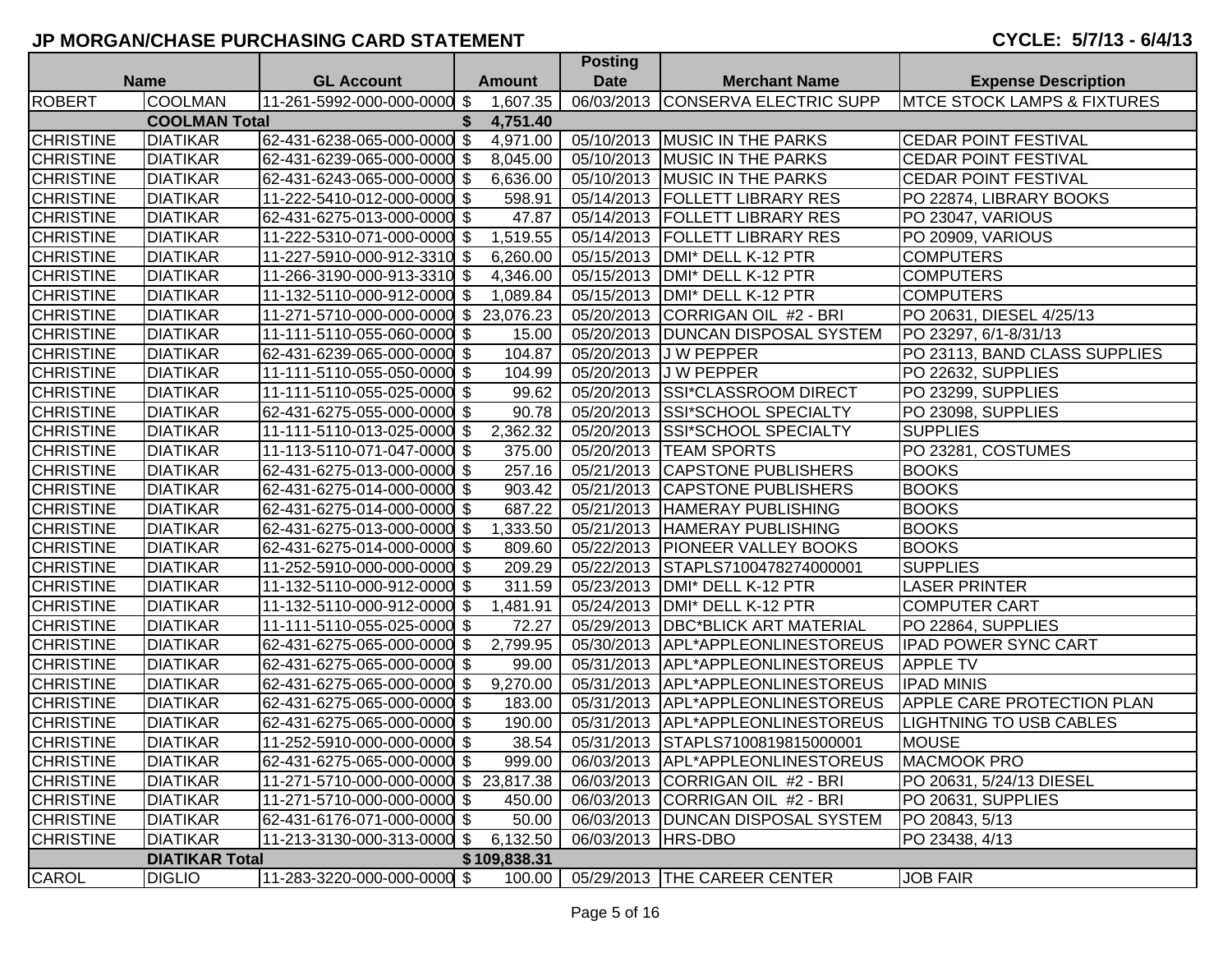# JP MORGAN/CHASE PURCHASING CARD STATEMENT

**CYCLE: 5/7/13 - 6/4/13**

| Name | | GL Account | Amount | Posting Date | Merchant Name | Expense Description |
|---|---|---|---|---|---|---|
| ROBERT | COOLMAN | 11-261-5992-000-000-0000 | $ 1,607.35 | 06/03/2013 | CONSERVA ELECTRIC SUPP | MTCE STOCK LAMPS & FIXTURES |
| | COOLMAN Total | | $ 4,751.40 | | | |
| CHRISTINE | DIATIKAR | 62-431-6238-065-000-0000 | $ 4,971.00 | 05/10/2013 | MUSIC IN THE PARKS | CEDAR POINT FESTIVAL |
| CHRISTINE | DIATIKAR | 62-431-6239-065-000-0000 | $ 8,045.00 | 05/10/2013 | MUSIC IN THE PARKS | CEDAR POINT FESTIVAL |
| CHRISTINE | DIATIKAR | 62-431-6243-065-000-0000 | $ 6,636.00 | 05/10/2013 | MUSIC IN THE PARKS | CEDAR POINT FESTIVAL |
| CHRISTINE | DIATIKAR | 11-222-5410-012-000-0000 | $ 598.91 | 05/14/2013 | FOLLETT LIBRARY RES | PO 22874, LIBRARY BOOKS |
| CHRISTINE | DIATIKAR | 62-431-6275-013-000-0000 | $ 47.87 | 05/14/2013 | FOLLETT LIBRARY RES | PO 23047, VARIOUS |
| CHRISTINE | DIATIKAR | 11-222-5310-071-000-0000 | $ 1,519.55 | 05/14/2013 | FOLLETT LIBRARY RES | PO 20909, VARIOUS |
| CHRISTINE | DIATIKAR | 11-227-5910-000-912-3310 | $ 6,260.00 | 05/15/2013 | DMI* DELL K-12 PTR | COMPUTERS |
| CHRISTINE | DIATIKAR | 11-266-3190-000-913-3310 | $ 4,346.00 | 05/15/2013 | DMI* DELL K-12 PTR | COMPUTERS |
| CHRISTINE | DIATIKAR | 11-132-5110-000-912-0000 | $ 1,089.84 | 05/15/2013 | DMI* DELL K-12 PTR | COMPUTERS |
| CHRISTINE | DIATIKAR | 11-271-5710-000-000-0000 | $ 23,076.23 | 05/20/2013 | CORRIGAN OIL #2 - BRI | PO 20631, DIESEL 4/25/13 |
| CHRISTINE | DIATIKAR | 11-111-5110-055-060-0000 | $ 15.00 | 05/20/2013 | DUNCAN DISPOSAL SYSTEM | PO 23297, 6/1-8/31/13 |
| CHRISTINE | DIATIKAR | 62-431-6239-065-000-0000 | $ 104.87 | 05/20/2013 | J W PEPPER | PO 23113, BAND CLASS SUPPLIES |
| CHRISTINE | DIATIKAR | 11-111-5110-055-050-0000 | $ 104.99 | 05/20/2013 | J W PEPPER | PO 22632, SUPPLIES |
| CHRISTINE | DIATIKAR | 11-111-5110-055-025-0000 | $ 99.62 | 05/20/2013 | SSI*CLASSROOM DIRECT | PO 23299, SUPPLIES |
| CHRISTINE | DIATIKAR | 62-431-6275-055-000-0000 | $ 90.78 | 05/20/2013 | SSI*SCHOOL SPECIALTY | PO 23098, SUPPLIES |
| CHRISTINE | DIATIKAR | 11-111-5110-013-025-0000 | $ 2,362.32 | 05/20/2013 | SSI*SCHOOL SPECIALTY | SUPPLIES |
| CHRISTINE | DIATIKAR | 11-113-5110-071-047-0000 | $ 375.00 | 05/20/2013 | TEAM SPORTS | PO 23281, COSTUMES |
| CHRISTINE | DIATIKAR | 62-431-6275-013-000-0000 | $ 257.16 | 05/21/2013 | CAPSTONE PUBLISHERS | BOOKS |
| CHRISTINE | DIATIKAR | 62-431-6275-014-000-0000 | $ 903.42 | 05/21/2013 | CAPSTONE PUBLISHERS | BOOKS |
| CHRISTINE | DIATIKAR | 62-431-6275-014-000-0000 | $ 687.22 | 05/21/2013 | HAMERAY PUBLISHING | BOOKS |
| CHRISTINE | DIATIKAR | 62-431-6275-013-000-0000 | $ 1,333.50 | 05/21/2013 | HAMERAY PUBLISHING | BOOKS |
| CHRISTINE | DIATIKAR | 62-431-6275-014-000-0000 | $ 809.60 | 05/22/2013 | PIONEER VALLEY BOOKS | BOOKS |
| CHRISTINE | DIATIKAR | 11-252-5910-000-000-0000 | $ 209.29 | 05/22/2013 | STAPLS7100478274000001 | SUPPLIES |
| CHRISTINE | DIATIKAR | 11-132-5110-000-912-0000 | $ 311.59 | 05/23/2013 | DMI* DELL K-12 PTR | LASER PRINTER |
| CHRISTINE | DIATIKAR | 11-132-5110-000-912-0000 | $ 1,481.91 | 05/24/2013 | DMI* DELL K-12 PTR | COMPUTER CART |
| CHRISTINE | DIATIKAR | 11-111-5110-055-025-0000 | $ 72.27 | 05/29/2013 | DBC*BLICK ART MATERIAL | PO 22864, SUPPLIES |
| CHRISTINE | DIATIKAR | 62-431-6275-065-000-0000 | $ 2,799.95 | 05/30/2013 | APL*APPLEONLINESTOREUS | IPAD POWER SYNC CART |
| CHRISTINE | DIATIKAR | 62-431-6275-065-000-0000 | $ 99.00 | 05/31/2013 | APL*APPLEONLINESTOREUS | APPLE TV |
| CHRISTINE | DIATIKAR | 62-431-6275-065-000-0000 | $ 9,270.00 | 05/31/2013 | APL*APPLEONLINESTOREUS | IPAD MINIS |
| CHRISTINE | DIATIKAR | 62-431-6275-065-000-0000 | $ 183.00 | 05/31/2013 | APL*APPLEONLINESTOREUS | APPLE CARE PROTECTION PLAN |
| CHRISTINE | DIATIKAR | 62-431-6275-065-000-0000 | $ 190.00 | 05/31/2013 | APL*APPLEONLINESTOREUS | LIGHTNING TO USB CABLES |
| CHRISTINE | DIATIKAR | 11-252-5910-000-000-0000 | $ 38.54 | 05/31/2013 | STAPLS7100819815000001 | MOUSE |
| CHRISTINE | DIATIKAR | 62-431-6275-065-000-0000 | $ 999.00 | 06/03/2013 | APL*APPLEONLINESTOREUS | MACMOOK PRO |
| CHRISTINE | DIATIKAR | 11-271-5710-000-000-0000 | $ 23,817.38 | 06/03/2013 | CORRIGAN OIL #2 - BRI | PO 20631, 5/24/13 DIESEL |
| CHRISTINE | DIATIKAR | 11-271-5710-000-000-0000 | $ 450.00 | 06/03/2013 | CORRIGAN OIL #2 - BRI | PO 20631, SUPPLIES |
| CHRISTINE | DIATIKAR | 62-431-6176-071-000-0000 | $ 50.00 | 06/03/2013 | DUNCAN DISPOSAL SYSTEM | PO 20843, 5/13 |
| CHRISTINE | DIATIKAR | 11-213-3130-000-313-0000 | $ 6,132.50 | 06/03/2013 | HRS-DBO | PO 23438, 4/13 |
| | DIATIKAR Total | | $ 109,838.31 | | | |
| CAROL | DIGLIO | 11-283-3220-000-000-0000 | $ 100.00 | 05/29/2013 | THE CAREER CENTER | JOB FAIR |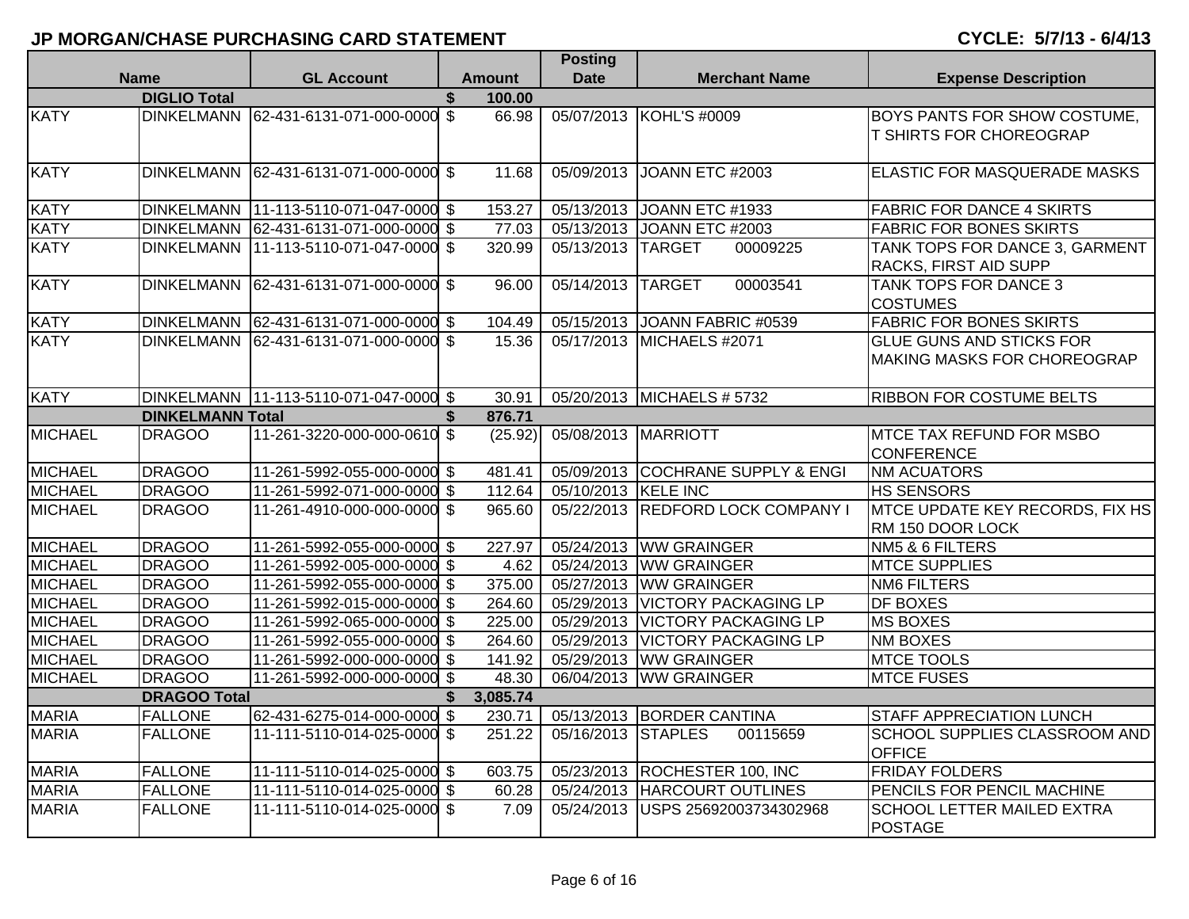## JP MORGAN/CHASE PURCHASING CARD STATEMENT

**CYCLE: 5/7/13 - 6/4/13**

| Name | | GL Account | Amount | Posting Date | Merchant Name | Expense Description |
|---|---|---|---|---|---|---|
| | DIGLIO Total | | $ 100.00 | | | |
| KATY | DINKELMANN | 62-431-6131-071-000-0000 | $ 66.98 | 05/07/2013 | KOHL'S #0009 | BOYS PANTS FOR SHOW COSTUME, T SHIRTS FOR CHOREOGRAP |
| KATY | DINKELMANN | 62-431-6131-071-000-0000 | $ 11.68 | 05/09/2013 | JOANN ETC #2003 | ELASTIC FOR MASQUERADE MASKS |
| KATY | DINKELMANN | 11-113-5110-071-047-0000 | $ 153.27 | 05/13/2013 | JOANN ETC #1933 | FABRIC FOR DANCE 4 SKIRTS |
| KATY | DINKELMANN | 62-431-6131-071-000-0000 | $ 77.03 | 05/13/2013 | JOANN ETC #2003 | FABRIC FOR BONES SKIRTS |
| KATY | DINKELMANN | 11-113-5110-071-047-0000 | $ 320.99 | 05/13/2013 | TARGET 00009225 | TANK TOPS FOR DANCE 3, GARMENT RACKS, FIRST AID SUPP |
| KATY | DINKELMANN | 62-431-6131-071-000-0000 | $ 96.00 | 05/14/2013 | TARGET 00003541 | TANK TOPS FOR DANCE 3 COSTUMES |
| KATY | DINKELMANN | 62-431-6131-071-000-0000 | $ 104.49 | 05/15/2013 | JOANN FABRIC #0539 | FABRIC FOR BONES SKIRTS |
| KATY | DINKELMANN | 62-431-6131-071-000-0000 | $ 15.36 | 05/17/2013 | MICHAELS #2071 | GLUE GUNS AND STICKS FOR MAKING MASKS FOR CHOREOGRAP |
| KATY | DINKELMANN | 11-113-5110-071-047-0000 | $ 30.91 | 05/20/2013 | MICHAELS # 5732 | RIBBON FOR COSTUME BELTS |
| | DINKELMANN Total | | $ 876.71 | | | |
| MICHAEL | DRAGOO | 11-261-3220-000-000-0610 | $ (25.92) | 05/08/2013 | MARRIOTT | MTCE TAX REFUND FOR MSBO CONFERENCE |
| MICHAEL | DRAGOO | 11-261-5992-055-000-0000 | $ 481.41 | 05/09/2013 | COCHRANE SUPPLY & ENGI | NM ACUATORS |
| MICHAEL | DRAGOO | 11-261-5992-071-000-0000 | $ 112.64 | 05/10/2013 | KELE INC | HS SENSORS |
| MICHAEL | DRAGOO | 11-261-4910-000-000-0000 | $ 965.60 | 05/22/2013 | REDFORD LOCK COMPANY I | MTCE UPDATE KEY RECORDS, FIX HS RM 150 DOOR LOCK |
| MICHAEL | DRAGOO | 11-261-5992-055-000-0000 | $ 227.97 | 05/24/2013 | WW GRAINGER | NM5 & 6 FILTERS |
| MICHAEL | DRAGOO | 11-261-5992-005-000-0000 | $ 4.62 | 05/24/2013 | WW GRAINGER | MTCE SUPPLIES |
| MICHAEL | DRAGOO | 11-261-5992-055-000-0000 | $ 375.00 | 05/27/2013 | WW GRAINGER | NM6 FILTERS |
| MICHAEL | DRAGOO | 11-261-5992-015-000-0000 | $ 264.60 | 05/29/2013 | VICTORY PACKAGING LP | DF BOXES |
| MICHAEL | DRAGOO | 11-261-5992-065-000-0000 | $ 225.00 | 05/29/2013 | VICTORY PACKAGING LP | MS BOXES |
| MICHAEL | DRAGOO | 11-261-5992-055-000-0000 | $ 264.60 | 05/29/2013 | VICTORY PACKAGING LP | NM BOXES |
| MICHAEL | DRAGOO | 11-261-5992-000-000-0000 | $ 141.92 | 05/29/2013 | WW GRAINGER | MTCE TOOLS |
| MICHAEL | DRAGOO | 11-261-5992-000-000-0000 | $ 48.30 | 06/04/2013 | WW GRAINGER | MTCE FUSES |
| | DRAGOO Total | | $ 3,085.74 | | | |
| MARIA | FALLONE | 62-431-6275-014-000-0000 | $ 230.71 | 05/13/2013 | BORDER CANTINA | STAFF APPRECIATION LUNCH |
| MARIA | FALLONE | 11-111-5110-014-025-0000 | $ 251.22 | 05/16/2013 | STAPLES 00115659 | SCHOOL SUPPLIES CLASSROOM AND OFFICE |
| MARIA | FALLONE | 11-111-5110-014-025-0000 | $ 603.75 | 05/23/2013 | ROCHESTER 100, INC | FRIDAY FOLDERS |
| MARIA | FALLONE | 11-111-5110-014-025-0000 | $ 60.28 | 05/24/2013 | HARCOURT OUTLINES | PENCILS FOR PENCIL MACHINE |
| MARIA | FALLONE | 11-111-5110-014-025-0000 | $ 7.09 | 05/24/2013 | USPS 25692003734302968 | SCHOOL LETTER MAILED EXTRA POSTAGE |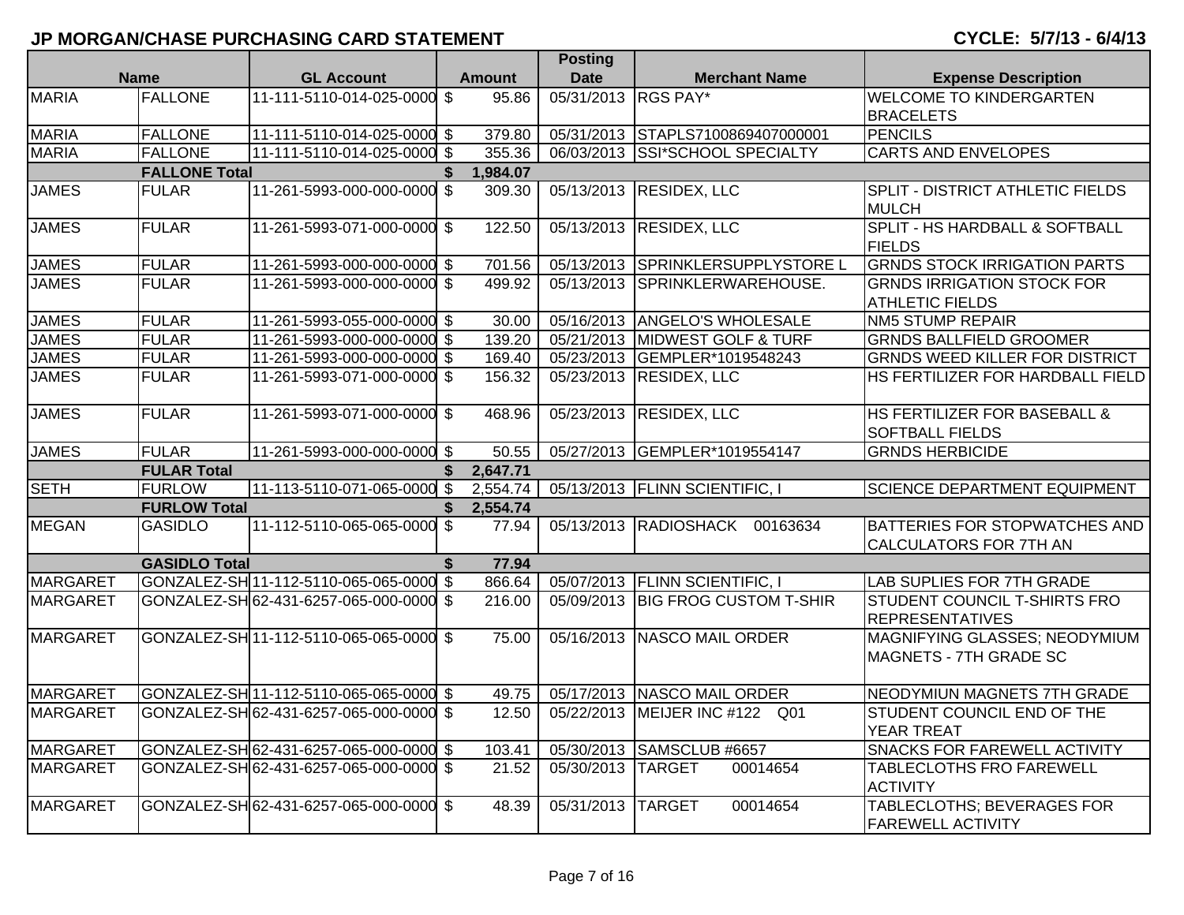## JP MORGAN/CHASE PURCHASING CARD STATEMENT

**CYCLE: 5/7/13 - 6/4/13**

| Name | | GL Account | Amount | Posting Date | Merchant Name | Expense Description |
|---|---|---|---|---|---|---|
| MARIA | FALLONE | 11-111-5110-014-025-0000 | $ 95.86 | 05/31/2013 | RGS PAY* | WELCOME TO KINDERGARTEN BRACELETS |
| MARIA | FALLONE | 11-111-5110-014-025-0000 | $ 379.80 | 05/31/2013 | STAPLS7100869407000001 | PENCILS |
| MARIA | FALLONE | 11-111-5110-014-025-0000 | $ 355.36 | 06/03/2013 | SSI*SCHOOL SPECIALTY | CARTS AND ENVELOPES |
| | **FALLONE Total** | | **$ 1,984.07** | | | |
| JAMES | FULAR | 11-261-5993-000-000-0000 | $ 309.30 | 05/13/2013 | RESIDEX, LLC | SPLIT - DISTRICT ATHLETIC FIELDS MULCH |
| JAMES | FULAR | 11-261-5993-071-000-0000 | $ 122.50 | 05/13/2013 | RESIDEX, LLC | SPLIT - HS HARDBALL & SOFTBALL FIELDS |
| JAMES | FULAR | 11-261-5993-000-000-0000 | $ 701.56 | 05/13/2013 | SPRINKLERSUPPLYSTORE L | GRNDS STOCK IRRIGATION PARTS |
| JAMES | FULAR | 11-261-5993-000-000-0000 | $ 499.92 | 05/13/2013 | SPRINKLERWAREHOUSE. | GRNDS IRRIGATION STOCK FOR ATHLETIC FIELDS |
| JAMES | FULAR | 11-261-5993-055-000-0000 | $ 30.00 | 05/16/2013 | ANGELO'S WHOLESALE | NM5 STUMP REPAIR |
| JAMES | FULAR | 11-261-5993-000-000-0000 | $ 139.20 | 05/21/2013 | MIDWEST GOLF & TURF | GRNDS BALLFIELD GROOMER |
| JAMES | FULAR | 11-261-5993-000-000-0000 | $ 169.40 | 05/23/2013 | GEMPLER*1019548243 | GRNDS WEED KILLER FOR DISTRICT |
| JAMES | FULAR | 11-261-5993-071-000-0000 | $ 156.32 | 05/23/2013 | RESIDEX, LLC | HS FERTILIZER FOR HARDBALL FIELD |
| JAMES | FULAR | 11-261-5993-071-000-0000 | $ 468.96 | 05/23/2013 | RESIDEX, LLC | HS FERTILIZER FOR BASEBALL & SOFTBALL FIELDS |
| JAMES | FULAR | 11-261-5993-000-000-0000 | $ 50.55 | 05/27/2013 | GEMPLER*1019554147 | GRNDS HERBICIDE |
| | **FULAR Total** | | **$ 2,647.71** | | | |
| SETH | FURLOW | 11-113-5110-071-065-0000 | $ 2,554.74 | 05/13/2013 | FLINN SCIENTIFIC, I | SCIENCE DEPARTMENT EQUIPMENT |
| | **FURLOW Total** | | **$ 2,554.74** | | | |
| MEGAN | GASIDLO | 11-112-5110-065-065-0000 | $ 77.94 | 05/13/2013 | RADIOSHACK 00163634 | BATTERIES FOR STOPWATCHES AND CALCULATORS FOR 7TH AN |
| | **GASIDLO Total** | | **$ 77.94** | | | |
| MARGARET | GONZALEZ-SH | 11-112-5110-065-065-0000 | $ 866.64 | 05/07/2013 | FLINN SCIENTIFIC, I | LAB SUPLIES FOR 7TH GRADE |
| MARGARET | GONZALEZ-SH | 62-431-6257-065-000-0000 | $ 216.00 | 05/09/2013 | BIG FROG CUSTOM T-SHIR | STUDENT COUNCIL T-SHIRTS FRO REPRESENTATIVES |
| MARGARET | GONZALEZ-SH | 11-112-5110-065-065-0000 | $ 75.00 | 05/16/2013 | NASCO MAIL ORDER | MAGNIFYING GLASSES; NEODYMIUM MAGNETS - 7TH GRADE SC |
| MARGARET | GONZALEZ-SH | 11-112-5110-065-065-0000 | $ 49.75 | 05/17/2013 | NASCO MAIL ORDER | NEODYMIUN MAGNETS 7TH GRADE |
| MARGARET | GONZALEZ-SH | 62-431-6257-065-000-0000 | $ 12.50 | 05/22/2013 | MEIJER INC #122 Q01 | STUDENT COUNCIL END OF THE YEAR TREAT |
| MARGARET | GONZALEZ-SH | 62-431-6257-065-000-0000 | $ 103.41 | 05/30/2013 | SAMSCLUB #6657 | SNACKS FOR FAREWELL ACTIVITY |
| MARGARET | GONZALEZ-SH | 62-431-6257-065-000-0000 | $ 21.52 | 05/30/2013 | TARGET 00014654 | TABLECLOTHS FRO FAREWELL ACTIVITY |
| MARGARET | GONZALEZ-SH | 62-431-6257-065-000-0000 | $ 48.39 | 05/31/2013 | TARGET 00014654 | TABLECLOTHS; BEVERAGES FOR FAREWELL ACTIVITY |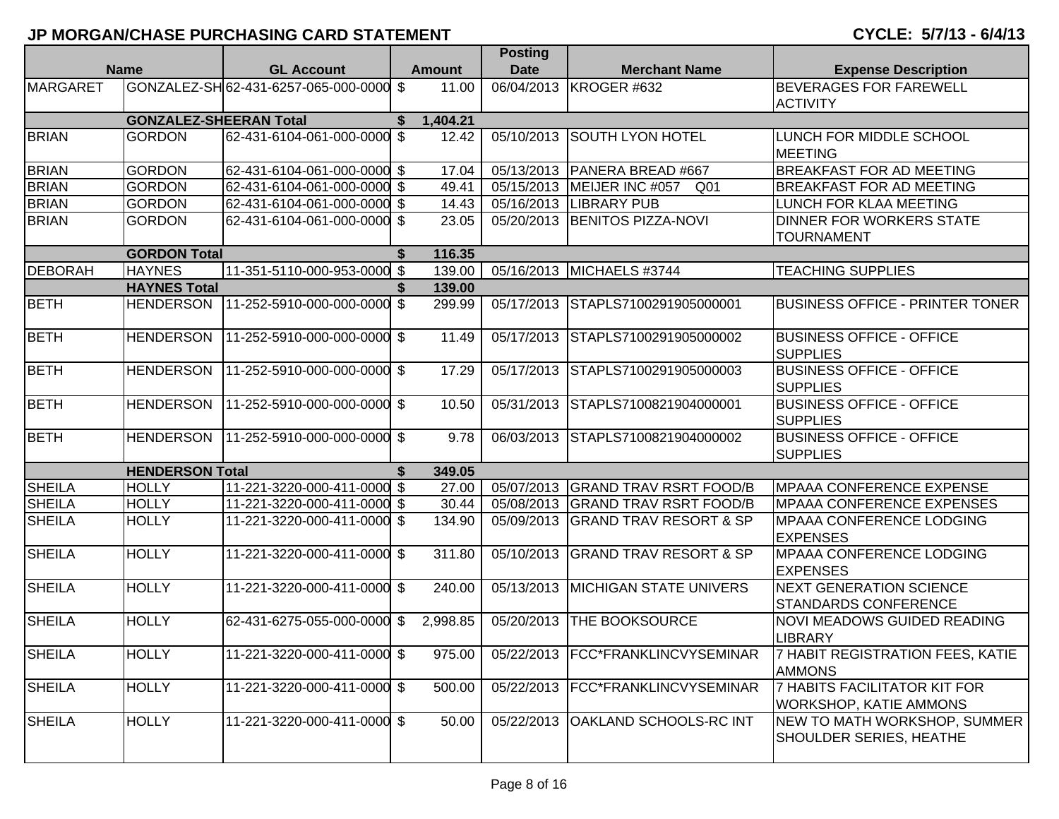## JP MORGAN/CHASE PURCHASING CARD STATEMENT

**CYCLE: 5/7/13 - 6/4/13**

| Name | | GL Account | Amount | Posting Date | Merchant Name | Expense Description |
|---|---|---|---|---|---|---|
| MARGARET | GONZALEZ-SH | 62-431-6257-065-000-0000 | $ 11.00 | 06/04/2013 | KROGER #632 | BEVERAGES FOR FAREWELL ACTIVITY |
| | **GONZALEZ-SHEERAN Total** | | **$ 1,404.21** | | | |
| BRIAN | GORDON | 62-431-6104-061-000-0000 | $ 12.42 | 05/10/2013 | SOUTH LYON HOTEL | LUNCH FOR MIDDLE SCHOOL MEETING |
| BRIAN | GORDON | 62-431-6104-061-000-0000 | $ 17.04 | 05/13/2013 | PANERA BREAD #667 | BREAKFAST FOR AD MEETING |
| BRIAN | GORDON | 62-431-6104-061-000-0000 | $ 49.41 | 05/15/2013 | MEIJER INC #057 Q01 | BREAKFAST FOR AD MEETING |
| BRIAN | GORDON | 62-431-6104-061-000-0000 | $ 14.43 | 05/16/2013 | LIBRARY PUB | LUNCH FOR KLAA MEETING |
| BRIAN | GORDON | 62-431-6104-061-000-0000 | $ 23.05 | 05/20/2013 | BENITOS PIZZA-NOVI | DINNER FOR WORKERS STATE TOURNAMENT |
| | **GORDON Total** | | **$ 116.35** | | | |
| DEBORAH | HAYNES | 11-351-5110-000-953-0000 | $ 139.00 | 05/16/2013 | MICHAELS #3744 | TEACHING SUPPLIES |
| | **HAYNES Total** | | **$ 139.00** | | | |
| BETH | HENDERSON | 11-252-5910-000-000-0000 | $ 299.99 | 05/17/2013 | STAPLS7100291905000001 | BUSINESS OFFICE - PRINTER TONER |
| BETH | HENDERSON | 11-252-5910-000-000-0000 | $ 11.49 | 05/17/2013 | STAPLS7100291905000002 | BUSINESS OFFICE - OFFICE SUPPLIES |
| BETH | HENDERSON | 11-252-5910-000-000-0000 | $ 17.29 | 05/17/2013 | STAPLS7100291905000003 | BUSINESS OFFICE - OFFICE SUPPLIES |
| BETH | HENDERSON | 11-252-5910-000-000-0000 | $ 10.50 | 05/31/2013 | STAPLS7100821904000001 | BUSINESS OFFICE - OFFICE SUPPLIES |
| BETH | HENDERSON | 11-252-5910-000-000-0000 | $ 9.78 | 06/03/2013 | STAPLS7100821904000002 | BUSINESS OFFICE - OFFICE SUPPLIES |
| | **HENDERSON Total** | | **$ 349.05** | | | |
| SHEILA | HOLLY | 11-221-3220-000-411-0000 | $ 27.00 | 05/07/2013 | GRAND TRAV RSRT FOOD/B | MPAAA CONFERENCE EXPENSE |
| SHEILA | HOLLY | 11-221-3220-000-411-0000 | $ 30.44 | 05/08/2013 | GRAND TRAV RSRT FOOD/B | MPAAA CONFERENCE EXPENSES |
| SHEILA | HOLLY | 11-221-3220-000-411-0000 | $ 134.90 | 05/09/2013 | GRAND TRAV RESORT & SP | MPAAA CONFERENCE LODGING EXPENSES |
| SHEILA | HOLLY | 11-221-3220-000-411-0000 | $ 311.80 | 05/10/2013 | GRAND TRAV RESORT & SP | MPAAA CONFERENCE LODGING EXPENSES |
| SHEILA | HOLLY | 11-221-3220-000-411-0000 | $ 240.00 | 05/13/2013 | MICHIGAN STATE UNIVERS | NEXT GENERATION SCIENCE STANDARDS CONFERENCE |
| SHEILA | HOLLY | 62-431-6275-055-000-0000 | $ 2,998.85 | 05/20/2013 | THE BOOKSOURCE | NOVI MEADOWS GUIDED READING LIBRARY |
| SHEILA | HOLLY | 11-221-3220-000-411-0000 | $ 975.00 | 05/22/2013 | FCC*FRANKLINCVYSEMINAR | 7 HABIT REGISTRATION FEES, KATIE AMMONS |
| SHEILA | HOLLY | 11-221-3220-000-411-0000 | $ 500.00 | 05/22/2013 | FCC*FRANKLINCVYSEMINAR | 7 HABITS FACILITATOR KIT FOR WORKSHOP, KATIE AMMONS |
| SHEILA | HOLLY | 11-221-3220-000-411-0000 | $ 50.00 | 05/22/2013 | OAKLAND SCHOOLS-RC INT | NEW TO MATH WORKSHOP, SUMMER SHOULDER SERIES, HEATHE |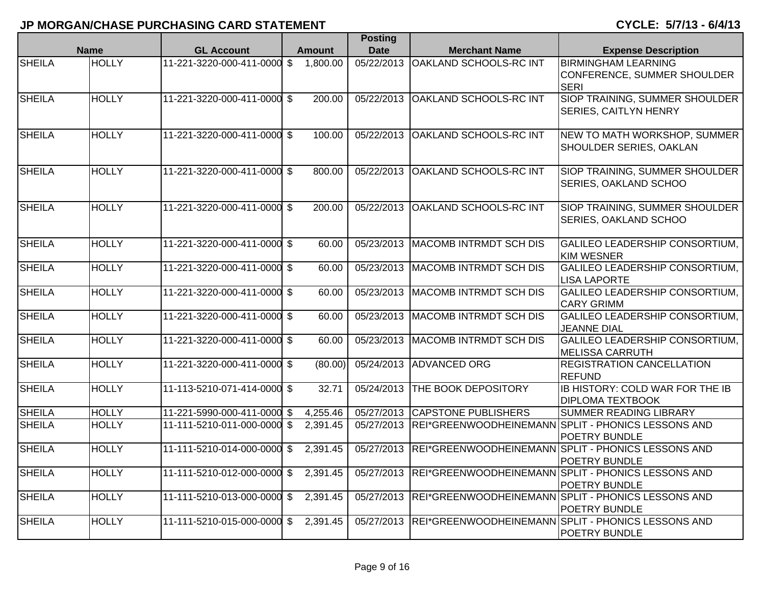## JP MORGAN/CHASE PURCHASING CARD STATEMENT

**CYCLE: 5/7/13 - 6/4/13**

| Name | | GL Account | Amount | Posting Date | Merchant Name | Expense Description |
|---|---|---|---|---|---|---|
| SHEILA | HOLLY | 11-221-3220-000-411-0000 | $ 1,800.00 | 05/22/2013 | OAKLAND SCHOOLS-RC INT | BIRMINGHAM LEARNING CONFERENCE, SUMMER SHOULDER SERI |
| SHEILA | HOLLY | 11-221-3220-000-411-0000 | $ 200.00 | 05/22/2013 | OAKLAND SCHOOLS-RC INT | SIOP TRAINING, SUMMER SHOULDER SERIES, CAITLYN HENRY |
| SHEILA | HOLLY | 11-221-3220-000-411-0000 | $ 100.00 | 05/22/2013 | OAKLAND SCHOOLS-RC INT | NEW TO MATH WORKSHOP, SUMMER SHOULDER SERIES, OAKLAN |
| SHEILA | HOLLY | 11-221-3220-000-411-0000 | $ 800.00 | 05/22/2013 | OAKLAND SCHOOLS-RC INT | SIOP TRAINING, SUMMER SHOULDER SERIES, OAKLAND SCHOO |
| SHEILA | HOLLY | 11-221-3220-000-411-0000 | $ 200.00 | 05/22/2013 | OAKLAND SCHOOLS-RC INT | SIOP TRAINING, SUMMER SHOULDER SERIES, OAKLAND SCHOO |
| SHEILA | HOLLY | 11-221-3220-000-411-0000 | $ 60.00 | 05/23/2013 | MACOMB INTRMDT SCH DIS | GALILEO LEADERSHIP CONSORTIUM, KIM WESNER |
| SHEILA | HOLLY | 11-221-3220-000-411-0000 | $ 60.00 | 05/23/2013 | MACOMB INTRMDT SCH DIS | GALILEO LEADERSHIP CONSORTIUM, LISA LAPORTE |
| SHEILA | HOLLY | 11-221-3220-000-411-0000 | $ 60.00 | 05/23/2013 | MACOMB INTRMDT SCH DIS | GALILEO LEADERSHIP CONSORTIUM, CARY GRIMM |
| SHEILA | HOLLY | 11-221-3220-000-411-0000 | $ 60.00 | 05/23/2013 | MACOMB INTRMDT SCH DIS | GALILEO LEADERSHIP CONSORTIUM, JEANNE DIAL |
| SHEILA | HOLLY | 11-221-3220-000-411-0000 | $ 60.00 | 05/23/2013 | MACOMB INTRMDT SCH DIS | GALILEO LEADERSHIP CONSORTIUM, MELISSA CARRUTH |
| SHEILA | HOLLY | 11-221-3220-000-411-0000 | $ (80.00) | 05/24/2013 | ADVANCED ORG | REGISTRATION CANCELLATION REFUND |
| SHEILA | HOLLY | 11-113-5210-071-414-0000 | $ 32.71 | 05/24/2013 | THE BOOK DEPOSITORY | IB HISTORY: COLD WAR FOR THE IB DIPLOMA TEXTBOOK |
| SHEILA | HOLLY | 11-221-5990-000-411-0000 | $ 4,255.46 | 05/27/2013 | CAPSTONE PUBLISHERS | SUMMER READING LIBRARY |
| SHEILA | HOLLY | 11-111-5210-011-000-0000 | $ 2,391.45 | 05/27/2013 | REI*GREENWOODHEINEMANN | SPLIT - PHONICS LESSONS AND POETRY BUNDLE |
| SHEILA | HOLLY | 11-111-5210-014-000-0000 | $ 2,391.45 | 05/27/2013 | REI*GREENWOODHEINEMANN | SPLIT - PHONICS LESSONS AND POETRY BUNDLE |
| SHEILA | HOLLY | 11-111-5210-012-000-0000 | $ 2,391.45 | 05/27/2013 | REI*GREENWOODHEINEMANN | SPLIT - PHONICS LESSONS AND POETRY BUNDLE |
| SHEILA | HOLLY | 11-111-5210-013-000-0000 | $ 2,391.45 | 05/27/2013 | REI*GREENWOODHEINEMANN | SPLIT - PHONICS LESSONS AND POETRY BUNDLE |
| SHEILA | HOLLY | 11-111-5210-015-000-0000 | $ 2,391.45 | 05/27/2013 | REI*GREENWOODHEINEMANN | SPLIT - PHONICS LESSONS AND POETRY BUNDLE |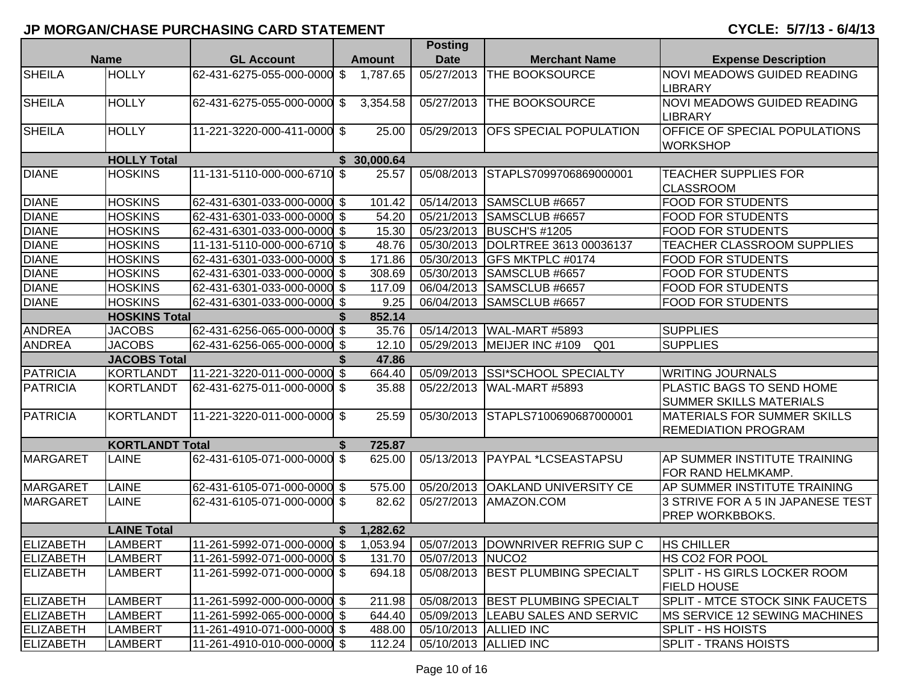## JP MORGAN/CHASE PURCHASING CARD STATEMENT

**CYCLE: 5/7/13 - 6/4/13**

| Name | | GL Account | Amount | Posting Date | Merchant Name | Expense Description |
|---|---|---|---|---|---|---|
| SHEILA | HOLLY | 62-431-6275-055-000-0000 | $ 1,787.65 | 05/27/2013 | THE BOOKSOURCE | NOVI MEADOWS GUIDED READING LIBRARY |
| SHEILA | HOLLY | 62-431-6275-055-000-0000 | $ 3,354.58 | 05/27/2013 | THE BOOKSOURCE | NOVI MEADOWS GUIDED READING LIBRARY |
| SHEILA | HOLLY | 11-221-3220-000-411-0000 | $ 25.00 | 05/29/2013 | OFS SPECIAL POPULATION | OFFICE OF SPECIAL POPULATIONS WORKSHOP |
| | **HOLLY Total** | | **$ 30,000.64** | | | |
| DIANE | HOSKINS | 11-131-5110-000-000-6710 | $ 25.57 | 05/08/2013 | STAPLS7099706869000001 | TEACHER SUPPLIES FOR CLASSROOM |
| DIANE | HOSKINS | 62-431-6301-033-000-0000 | $ 101.42 | 05/14/2013 | SAMSCLUB #6657 | FOOD FOR STUDENTS |
| DIANE | HOSKINS | 62-431-6301-033-000-0000 | $ 54.20 | 05/21/2013 | SAMSCLUB #6657 | FOOD FOR STUDENTS |
| DIANE | HOSKINS | 62-431-6301-033-000-0000 | $ 15.30 | 05/23/2013 | BUSCH'S #1205 | FOOD FOR STUDENTS |
| DIANE | HOSKINS | 11-131-5110-000-000-6710 | $ 48.76 | 05/30/2013 | DOLRTREE 3613 00036137 | TEACHER CLASSROOM SUPPLIES |
| DIANE | HOSKINS | 62-431-6301-033-000-0000 | $ 171.86 | 05/30/2013 | GFS MKTPLC #0174 | FOOD FOR STUDENTS |
| DIANE | HOSKINS | 62-431-6301-033-000-0000 | $ 308.69 | 05/30/2013 | SAMSCLUB #6657 | FOOD FOR STUDENTS |
| DIANE | HOSKINS | 62-431-6301-033-000-0000 | $ 117.09 | 06/04/2013 | SAMSCLUB #6657 | FOOD FOR STUDENTS |
| DIANE | HOSKINS | 62-431-6301-033-000-0000 | $ 9.25 | 06/04/2013 | SAMSCLUB #6657 | FOOD FOR STUDENTS |
| | **HOSKINS Total** | | **$ 852.14** | | | |
| ANDREA | JACOBS | 62-431-6256-065-000-0000 | $ 35.76 | 05/14/2013 | WAL-MART #5893 | SUPPLIES |
| ANDREA | JACOBS | 62-431-6256-065-000-0000 | $ 12.10 | 05/29/2013 | MEIJER INC #109 Q01 | SUPPLIES |
| | **JACOBS Total** | | **$ 47.86** | | | |
| PATRICIA | KORTLANDT | 11-221-3220-011-000-0000 | $ 664.40 | 05/09/2013 | SSI*SCHOOL SPECIALTY | WRITING JOURNALS |
| PATRICIA | KORTLANDT | 62-431-6275-011-000-0000 | $ 35.88 | 05/22/2013 | WAL-MART #5893 | PLASTIC BAGS TO SEND HOME SUMMER SKILLS MATERIALS |
| PATRICIA | KORTLANDT | 11-221-3220-011-000-0000 | $ 25.59 | 05/30/2013 | STAPLS7100690687000001 | MATERIALS FOR SUMMER SKILLS REMEDIATION PROGRAM |
| | **KORTLANDT Total** | | **$ 725.87** | | | |
| MARGARET | LAINE | 62-431-6105-071-000-0000 | $ 625.00 | 05/13/2013 | PAYPAL *LCSEASTAPSU | AP SUMMER INSTITUTE TRAINING FOR RAND HELMKAMP. |
| MARGARET | LAINE | 62-431-6105-071-000-0000 | $ 575.00 | 05/20/2013 | OAKLAND UNIVERSITY CE | AP SUMMER INSTITUTE TRAINING |
| MARGARET | LAINE | 62-431-6105-071-000-0000 | $ 82.62 | 05/27/2013 | AMAZON.COM | 3 STRIVE FOR A 5 IN JAPANESE TEST PREP WORKBBOKS. |
| | **LAINE Total** | | **$ 1,282.62** | | | |
| ELIZABETH | LAMBERT | 11-261-5992-071-000-0000 | $ 1,053.94 | 05/07/2013 | DOWNRIVER REFRIG SUP C | HS CHILLER |
| ELIZABETH | LAMBERT | 11-261-5992-071-000-0000 | $ 131.70 | 05/07/2013 | NUCO2 | HS CO2 FOR POOL |
| ELIZABETH | LAMBERT | 11-261-5992-071-000-0000 | $ 694.18 | 05/08/2013 | BEST PLUMBING SPECIALT | SPLIT - HS GIRLS LOCKER ROOM FIELD HOUSE |
| ELIZABETH | LAMBERT | 11-261-5992-000-000-0000 | $ 211.98 | 05/08/2013 | BEST PLUMBING SPECIALT | SPLIT - MTCE STOCK SINK FAUCETS |
| ELIZABETH | LAMBERT | 11-261-5992-065-000-0000 | $ 644.40 | 05/09/2013 | LEABU SALES AND SERVIC | MS SERVICE 12 SEWING MACHINES |
| ELIZABETH | LAMBERT | 11-261-4910-071-000-0000 | $ 488.00 | 05/10/2013 | ALLIED INC | SPLIT - HS HOISTS |
| ELIZABETH | LAMBERT | 11-261-4910-010-000-0000 | $ 112.24 | 05/10/2013 | ALLIED INC | SPLIT - TRANS HOISTS |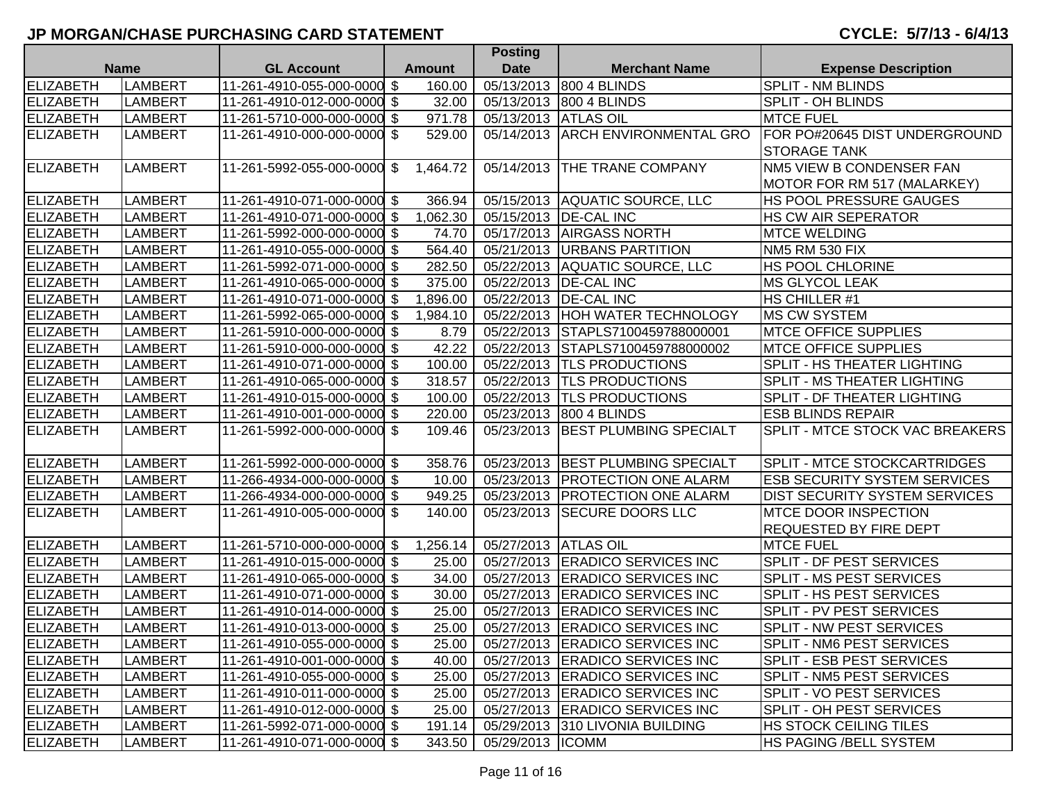## JP MORGAN/CHASE PURCHASING CARD STATEMENT

**CYCLE: 5/7/13 - 6/4/13**

| Name | | GL Account | Amount | Posting Date | Merchant Name | Expense Description |
|---|---|---|---|---|---|---|
| ELIZABETH | LAMBERT | 11-261-4910-055-000-0000 | $ 160.00 | 05/13/2013 | 800 4 BLINDS | SPLIT - NM BLINDS |
| ELIZABETH | LAMBERT | 11-261-4910-012-000-0000 | $ 32.00 | 05/13/2013 | 800 4 BLINDS | SPLIT - OH BLINDS |
| ELIZABETH | LAMBERT | 11-261-5710-000-000-0000 | $ 971.78 | 05/13/2013 | ATLAS OIL | MTCE FUEL |
| ELIZABETH | LAMBERT | 11-261-4910-000-000-0000 | $ 529.00 | 05/14/2013 | ARCH ENVIRONMENTAL GRO | FOR PO#20645 DIST UNDERGROUND STORAGE TANK |
| ELIZABETH | LAMBERT | 11-261-5992-055-000-0000 | $ 1,464.72 | 05/14/2013 | THE TRANE COMPANY | NM5 VIEW B CONDENSER FAN MOTOR FOR RM 517 (MALARKEY) |
| ELIZABETH | LAMBERT | 11-261-4910-071-000-0000 | $ 366.94 | 05/15/2013 | AQUATIC SOURCE, LLC | HS POOL PRESSURE GAUGES |
| ELIZABETH | LAMBERT | 11-261-4910-071-000-0000 | $ 1,062.30 | 05/15/2013 | DE-CAL INC | HS CW AIR SEPERATOR |
| ELIZABETH | LAMBERT | 11-261-5992-000-000-0000 | $ 74.70 | 05/17/2013 | AIRGASS NORTH | MTCE WELDING |
| ELIZABETH | LAMBERT | 11-261-4910-055-000-0000 | $ 564.40 | 05/21/2013 | URBANS PARTITION | NM5 RM 530 FIX |
| ELIZABETH | LAMBERT | 11-261-5992-071-000-0000 | $ 282.50 | 05/22/2013 | AQUATIC SOURCE, LLC | HS POOL CHLORINE |
| ELIZABETH | LAMBERT | 11-261-4910-065-000-0000 | $ 375.00 | 05/22/2013 | DE-CAL INC | MS GLYCOL LEAK |
| ELIZABETH | LAMBERT | 11-261-4910-071-000-0000 | $ 1,896.00 | 05/22/2013 | DE-CAL INC | HS CHILLER #1 |
| ELIZABETH | LAMBERT | 11-261-5992-065-000-0000 | $ 1,984.10 | 05/22/2013 | HOH WATER TECHNOLOGY | MS CW SYSTEM |
| ELIZABETH | LAMBERT | 11-261-5910-000-000-0000 | $ 8.79 | 05/22/2013 | STAPLS7100459788000001 | MTCE OFFICE SUPPLIES |
| ELIZABETH | LAMBERT | 11-261-5910-000-000-0000 | $ 42.22 | 05/22/2013 | STAPLS7100459788000002 | MTCE OFFICE SUPPLIES |
| ELIZABETH | LAMBERT | 11-261-4910-071-000-0000 | $ 100.00 | 05/22/2013 | TLS PRODUCTIONS | SPLIT - HS THEATER LIGHTING |
| ELIZABETH | LAMBERT | 11-261-4910-065-000-0000 | $ 318.57 | 05/22/2013 | TLS PRODUCTIONS | SPLIT - MS THEATER LIGHTING |
| ELIZABETH | LAMBERT | 11-261-4910-015-000-0000 | $ 100.00 | 05/22/2013 | TLS PRODUCTIONS | SPLIT - DF THEATER LIGHTING |
| ELIZABETH | LAMBERT | 11-261-4910-001-000-0000 | $ 220.00 | 05/23/2013 | 800 4 BLINDS | ESB BLINDS REPAIR |
| ELIZABETH | LAMBERT | 11-261-5992-000-000-0000 | $ 109.46 | 05/23/2013 | BEST PLUMBING SPECIALT | SPLIT - MTCE STOCK VAC BREAKERS |
| ELIZABETH | LAMBERT | 11-261-5992-000-000-0000 | $ 358.76 | 05/23/2013 | BEST PLUMBING SPECIALT | SPLIT - MTCE STOCKCARTRIDGES |
| ELIZABETH | LAMBERT | 11-266-4934-000-000-0000 | $ 10.00 | 05/23/2013 | PROTECTION ONE ALARM | ESB SECURITY SYSTEM SERVICES |
| ELIZABETH | LAMBERT | 11-266-4934-000-000-0000 | $ 949.25 | 05/23/2013 | PROTECTION ONE ALARM | DIST SECURITY SYSTEM SERVICES |
| ELIZABETH | LAMBERT | 11-261-4910-005-000-0000 | $ 140.00 | 05/23/2013 | SECURE DOORS LLC | MTCE DOOR INSPECTION REQUESTED BY FIRE DEPT |
| ELIZABETH | LAMBERT | 11-261-5710-000-000-0000 | $ 1,256.14 | 05/27/2013 | ATLAS OIL | MTCE FUEL |
| ELIZABETH | LAMBERT | 11-261-4910-015-000-0000 | $ 25.00 | 05/27/2013 | ERADICO SERVICES INC | SPLIT - DF PEST SERVICES |
| ELIZABETH | LAMBERT | 11-261-4910-065-000-0000 | $ 34.00 | 05/27/2013 | ERADICO SERVICES INC | SPLIT - MS PEST SERVICES |
| ELIZABETH | LAMBERT | 11-261-4910-071-000-0000 | $ 30.00 | 05/27/2013 | ERADICO SERVICES INC | SPLIT - HS PEST SERVICES |
| ELIZABETH | LAMBERT | 11-261-4910-014-000-0000 | $ 25.00 | 05/27/2013 | ERADICO SERVICES INC | SPLIT - PV PEST SERVICES |
| ELIZABETH | LAMBERT | 11-261-4910-013-000-0000 | $ 25.00 | 05/27/2013 | ERADICO SERVICES INC | SPLIT - NW PEST SERVICES |
| ELIZABETH | LAMBERT | 11-261-4910-055-000-0000 | $ 25.00 | 05/27/2013 | ERADICO SERVICES INC | SPLIT - NM6 PEST SERVICES |
| ELIZABETH | LAMBERT | 11-261-4910-001-000-0000 | $ 40.00 | 05/27/2013 | ERADICO SERVICES INC | SPLIT - ESB PEST SERVICES |
| ELIZABETH | LAMBERT | 11-261-4910-055-000-0000 | $ 25.00 | 05/27/2013 | ERADICO SERVICES INC | SPLIT - NM5 PEST SERVICES |
| ELIZABETH | LAMBERT | 11-261-4910-011-000-0000 | $ 25.00 | 05/27/2013 | ERADICO SERVICES INC | SPLIT - VO PEST SERVICES |
| ELIZABETH | LAMBERT | 11-261-4910-012-000-0000 | $ 25.00 | 05/27/2013 | ERADICO SERVICES INC | SPLIT - OH PEST SERVICES |
| ELIZABETH | LAMBERT | 11-261-5992-071-000-0000 | $ 191.14 | 05/29/2013 | 310 LIVONIA BUILDING | HS STOCK CEILING TILES |
| ELIZABETH | LAMBERT | 11-261-4910-071-000-0000 | $ 343.50 | 05/29/2013 | ICOMM | HS PAGING /BELL SYSTEM |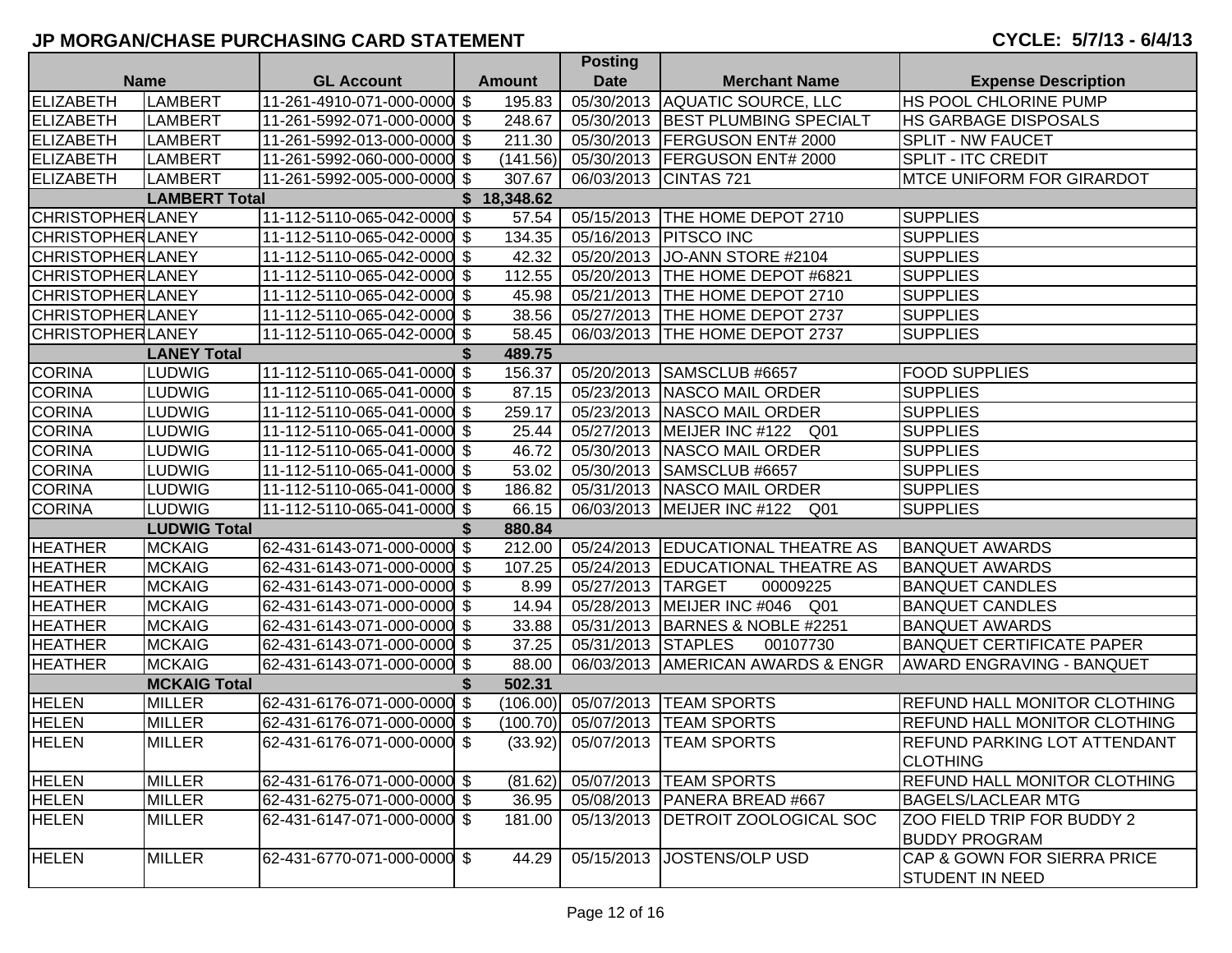## JP MORGAN/CHASE PURCHASING CARD STATEMENT

**CYCLE: 5/7/13 - 6/4/13**

| Name | | GL Account | Amount | Posting Date | Merchant Name | Expense Description |
|---|---|---|---|---|---|---|
| ELIZABETH | LAMBERT | 11-261-4910-071-000-0000 | $ 195.83 | 05/30/2013 | AQUATIC SOURCE, LLC | HS POOL CHLORINE PUMP |
| ELIZABETH | LAMBERT | 11-261-5992-071-000-0000 | $ 248.67 | 05/30/2013 | BEST PLUMBING SPECIALT | HS GARBAGE DISPOSALS |
| ELIZABETH | LAMBERT | 11-261-5992-013-000-0000 | $ 211.30 | 05/30/2013 | FERGUSON ENT# 2000 | SPLIT - NW FAUCET |
| ELIZABETH | LAMBERT | 11-261-5992-060-000-0000 | $ (141.56) | 05/30/2013 | FERGUSON ENT# 2000 | SPLIT - ITC CREDIT |
| ELIZABETH | LAMBERT | 11-261-5992-005-000-0000 | $ 307.67 | 06/03/2013 | CINTAS 721 | MTCE UNIFORM FOR GIRARDOT |
| | **LAMBERT Total** | | **$ 18,348.62** | | | |
| CHRISTOPHER | LANEY | 11-112-5110-065-042-0000 | $ 57.54 | 05/15/2013 | THE HOME DEPOT 2710 | SUPPLIES |
| CHRISTOPHER | LANEY | 11-112-5110-065-042-0000 | $ 134.35 | 05/16/2013 | PITSCO INC | SUPPLIES |
| CHRISTOPHER | LANEY | 11-112-5110-065-042-0000 | $ 42.32 | 05/20/2013 | JO-ANN STORE #2104 | SUPPLIES |
| CHRISTOPHER | LANEY | 11-112-5110-065-042-0000 | $ 112.55 | 05/20/2013 | THE HOME DEPOT #6821 | SUPPLIES |
| CHRISTOPHER | LANEY | 11-112-5110-065-042-0000 | $ 45.98 | 05/21/2013 | THE HOME DEPOT 2710 | SUPPLIES |
| CHRISTOPHER | LANEY | 11-112-5110-065-042-0000 | $ 38.56 | 05/27/2013 | THE HOME DEPOT 2737 | SUPPLIES |
| CHRISTOPHER | LANEY | 11-112-5110-065-042-0000 | $ 58.45 | 06/03/2013 | THE HOME DEPOT 2737 | SUPPLIES |
| | **LANEY Total** | | **$ 489.75** | | | |
| CORINA | LUDWIG | 11-112-5110-065-041-0000 | $ 156.37 | 05/20/2013 | SAMSCLUB #6657 | FOOD SUPPLIES |
| CORINA | LUDWIG | 11-112-5110-065-041-0000 | $ 87.15 | 05/23/2013 | NASCO MAIL ORDER | SUPPLIES |
| CORINA | LUDWIG | 11-112-5110-065-041-0000 | $ 259.17 | 05/23/2013 | NASCO MAIL ORDER | SUPPLIES |
| CORINA | LUDWIG | 11-112-5110-065-041-0000 | $ 25.44 | 05/27/2013 | MEIJER INC #122 Q01 | SUPPLIES |
| CORINA | LUDWIG | 11-112-5110-065-041-0000 | $ 46.72 | 05/30/2013 | NASCO MAIL ORDER | SUPPLIES |
| CORINA | LUDWIG | 11-112-5110-065-041-0000 | $ 53.02 | 05/30/2013 | SAMSCLUB #6657 | SUPPLIES |
| CORINA | LUDWIG | 11-112-5110-065-041-0000 | $ 186.82 | 05/31/2013 | NASCO MAIL ORDER | SUPPLIES |
| CORINA | LUDWIG | 11-112-5110-065-041-0000 | $ 66.15 | 06/03/2013 | MEIJER INC #122 Q01 | SUPPLIES |
| | **LUDWIG Total** | | **$ 880.84** | | | |
| HEATHER | MCKAIG | 62-431-6143-071-000-0000 | $ 212.00 | 05/24/2013 | EDUCATIONAL THEATRE AS | BANQUET AWARDS |
| HEATHER | MCKAIG | 62-431-6143-071-000-0000 | $ 107.25 | 05/24/2013 | EDUCATIONAL THEATRE AS | BANQUET AWARDS |
| HEATHER | MCKAIG | 62-431-6143-071-000-0000 | $ 8.99 | 05/27/2013 | TARGET 00009225 | BANQUET CANDLES |
| HEATHER | MCKAIG | 62-431-6143-071-000-0000 | $ 14.94 | 05/28/2013 | MEIJER INC #046 Q01 | BANQUET CANDLES |
| HEATHER | MCKAIG | 62-431-6143-071-000-0000 | $ 33.88 | 05/31/2013 | BARNES & NOBLE #2251 | BANQUET AWARDS |
| HEATHER | MCKAIG | 62-431-6143-071-000-0000 | $ 37.25 | 05/31/2013 | STAPLES 00107730 | BANQUET CERTIFICATE PAPER |
| HEATHER | MCKAIG | 62-431-6143-071-000-0000 | $ 88.00 | 06/03/2013 | AMERICAN AWARDS & ENGR | AWARD ENGRAVING - BANQUET |
| | **MCKAIG Total** | | **$ 502.31** | | | |
| HELEN | MILLER | 62-431-6176-071-000-0000 | $ (106.00) | 05/07/2013 | TEAM SPORTS | REFUND HALL MONITOR CLOTHING |
| HELEN | MILLER | 62-431-6176-071-000-0000 | $ (100.70) | 05/07/2013 | TEAM SPORTS | REFUND HALL MONITOR CLOTHING |
| HELEN | MILLER | 62-431-6176-071-000-0000 | $ (33.92) | 05/07/2013 | TEAM SPORTS | REFUND PARKING LOT ATTENDANT CLOTHING |
| HELEN | MILLER | 62-431-6176-071-000-0000 | $ (81.62) | 05/07/2013 | TEAM SPORTS | REFUND HALL MONITOR CLOTHING |
| HELEN | MILLER | 62-431-6275-071-000-0000 | $ 36.95 | 05/08/2013 | PANERA BREAD #667 | BAGELS/LACLEAR MTG |
| HELEN | MILLER | 62-431-6147-071-000-0000 | $ 181.00 | 05/13/2013 | DETROIT ZOOLOGICAL SOC | ZOO FIELD TRIP FOR BUDDY 2 BUDDY PROGRAM |
| HELEN | MILLER | 62-431-6770-071-000-0000 | $ 44.29 | 05/15/2013 | JOSTENS/OLP USD | CAP & GOWN FOR SIERRA PRICE STUDENT IN NEED |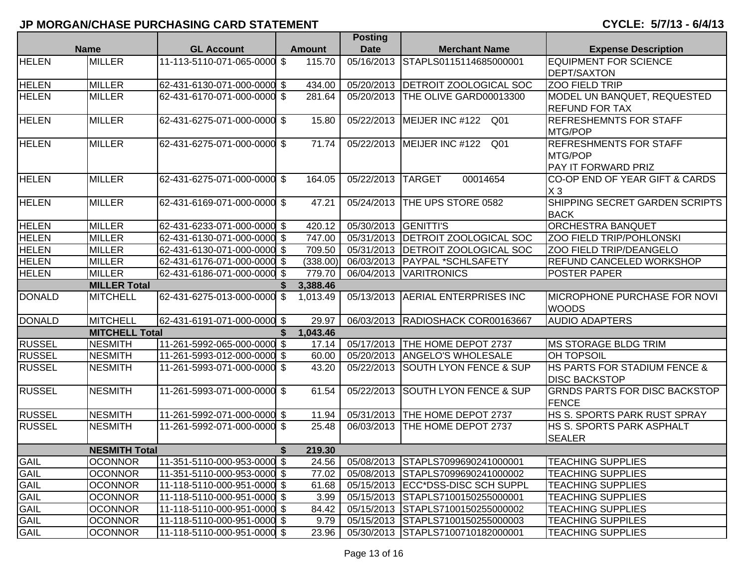# JP MORGAN/CHASE PURCHASING CARD STATEMENT

**CYCLE: 5/7/13 - 6/4/13**

| Name | | GL Account | Amount | Posting Date | Merchant Name | Expense Description |
|---|---|---|---|---|---|---|
| HELEN | MILLER | 11-113-5110-071-065-0000 | $ 115.70 | 05/16/2013 | STAPLS0115114685000001 | EQUIPMENT FOR SCIENCE DEPT/SAXTON |
| HELEN | MILLER | 62-431-6130-071-000-0000 | $ 434.00 | 05/20/2013 | DETROIT ZOOLOGICAL SOC | ZOO FIELD TRIP |
| HELEN | MILLER | 62-431-6170-071-000-0000 | $ 281.64 | 05/20/2013 | THE OLIVE GARD00013300 | MODEL UN BANQUET, REQUESTED REFUND FOR TAX |
| HELEN | MILLER | 62-431-6275-071-000-0000 | $ 15.80 | 05/22/2013 | MEIJER INC #122 Q01 | REFRESHEMNTS FOR STAFF MTG/POP |
| HELEN | MILLER | 62-431-6275-071-000-0000 | $ 71.74 | 05/22/2013 | MEIJER INC #122 Q01 | REFRESHMENTS FOR STAFF MTG/POP PAY IT FORWARD PRIZ |
| HELEN | MILLER | 62-431-6275-071-000-0000 | $ 164.05 | 05/22/2013 | TARGET 00014654 | CO-OP END OF YEAR GIFT & CARDS X 3 |
| HELEN | MILLER | 62-431-6169-071-000-0000 | $ 47.21 | 05/24/2013 | THE UPS STORE 0582 | SHIPPING SECRET GARDEN SCRIPTS BACK |
| HELEN | MILLER | 62-431-6233-071-000-0000 | $ 420.12 | 05/30/2013 | GENITTI'S | ORCHESTRA BANQUET |
| HELEN | MILLER | 62-431-6130-071-000-0000 | $ 747.00 | 05/31/2013 | DETROIT ZOOLOGICAL SOC | ZOO FIELD TRIP/POHLONSKI |
| HELEN | MILLER | 62-431-6130-071-000-0000 | $ 709.50 | 05/31/2013 | DETROIT ZOOLOGICAL SOC | ZOO FIELD TRIP/DEANGELO |
| HELEN | MILLER | 62-431-6176-071-000-0000 | $ (338.00) | 06/03/2013 | PAYPAL *SCHLSAFETY | REFUND CANCELED WORKSHOP |
| HELEN | MILLER | 62-431-6186-071-000-0000 | $ 779.70 | 06/04/2013 | VARITRONICS | POSTER PAPER |
| | **MILLER Total** | | **$ 3,388.46** | | | |
| DONALD | MITCHELL | 62-431-6275-013-000-0000 | $ 1,013.49 | 05/13/2013 | AERIAL ENTERPRISES INC | MICROPHONE PURCHASE FOR NOVI WOODS |
| DONALD | MITCHELL | 62-431-6191-071-000-0000 | $ 29.97 | 06/03/2013 | RADIOSHACK COR00163667 | AUDIO ADAPTERS |
| | **MITCHELL Total** | | **$ 1,043.46** | | | |
| RUSSEL | NESMITH | 11-261-5992-065-000-0000 | $ 17.14 | 05/17/2013 | THE HOME DEPOT 2737 | MS STORAGE BLDG TRIM |
| RUSSEL | NESMITH | 11-261-5993-012-000-0000 | $ 60.00 | 05/20/2013 | ANGELO'S WHOLESALE | OH TOPSOIL |
| RUSSEL | NESMITH | 11-261-5993-071-000-0000 | $ 43.20 | 05/22/2013 | SOUTH LYON FENCE & SUP | HS PARTS FOR STADIUM FENCE & DISC BACKSTOP |
| RUSSEL | NESMITH | 11-261-5993-071-000-0000 | $ 61.54 | 05/22/2013 | SOUTH LYON FENCE & SUP | GRNDS PARTS FOR DISC BACKSTOP FENCE |
| RUSSEL | NESMITH | 11-261-5992-071-000-0000 | $ 11.94 | 05/31/2013 | THE HOME DEPOT 2737 | HS S. SPORTS PARK RUST SPRAY |
| RUSSEL | NESMITH | 11-261-5992-071-000-0000 | $ 25.48 | 06/03/2013 | THE HOME DEPOT 2737 | HS S. SPORTS PARK ASPHALT SEALER |
| | **NESMITH Total** | | **$ 219.30** | | | |
| GAIL | OCONNOR | 11-351-5110-000-953-0000 | $ 24.56 | 05/08/2013 | STAPLS7099690241000001 | TEACHING SUPPLIES |
| GAIL | OCONNOR | 11-351-5110-000-953-0000 | $ 77.02 | 05/08/2013 | STAPLS7099690241000002 | TEACHING SUPPLIES |
| GAIL | OCONNOR | 11-118-5110-000-951-0000 | $ 61.68 | 05/15/2013 | ECC*DSS-DISC SCH SUPPL | TEACHING SUPPLIES |
| GAIL | OCONNOR | 11-118-5110-000-951-0000 | $ 3.99 | 05/15/2013 | STAPLS7100150255000001 | TEACHING SUPPLIES |
| GAIL | OCONNOR | 11-118-5110-000-951-0000 | $ 84.42 | 05/15/2013 | STAPLS7100150255000002 | TEACHING SUPPLIES |
| GAIL | OCONNOR | 11-118-5110-000-951-0000 | $ 9.79 | 05/15/2013 | STAPLS7100150255000003 | TEACHING SUPPILES |
| GAIL | OCONNOR | 11-118-5110-000-951-0000 | $ 23.96 | 05/30/2013 | STAPLS7100710182000001 | TEACHING SUPPLIES |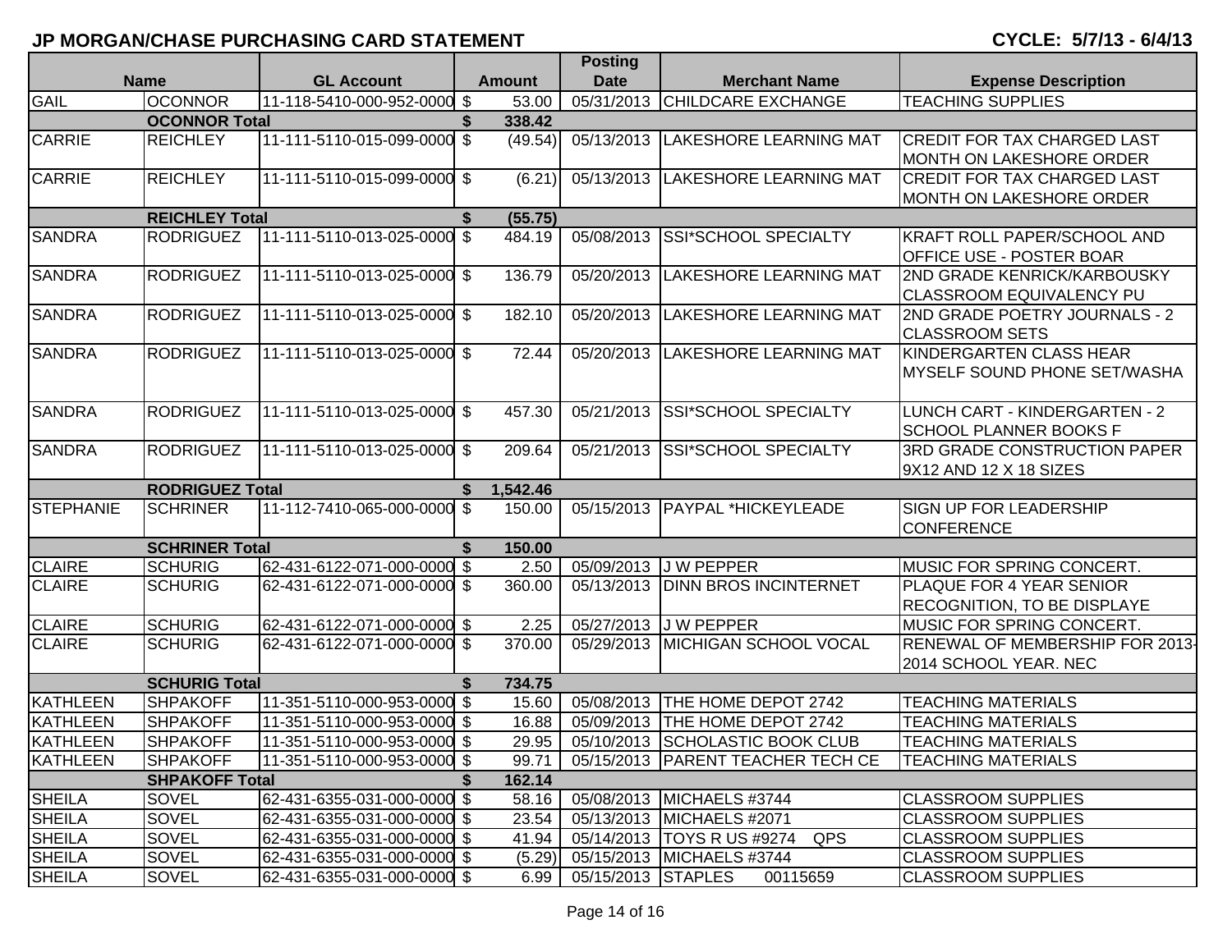# JP MORGAN/CHASE PURCHASING CARD STATEMENT

**CYCLE: 5/7/13 - 6/4/13**

| Name | | GL Account | Amount | Posting Date | Merchant Name | Expense Description |
|---|---|---|---|---|---|---|
| GAIL | OCONNOR | 11-118-5410-000-952-0000 | $ 53.00 | 05/31/2013 | CHILDCARE EXCHANGE | TEACHING SUPPLIES |
| | **OCONNOR Total** | | **$ 338.42** | | | |
| CARRIE | REICHLEY | 11-111-5110-015-099-0000 | $ (49.54) | 05/13/2013 | LAKESHORE LEARNING MAT | CREDIT FOR TAX CHARGED LAST MONTH ON LAKESHORE ORDER |
| CARRIE | REICHLEY | 11-111-5110-015-099-0000 | $ (6.21) | 05/13/2013 | LAKESHORE LEARNING MAT | CREDIT FOR TAX CHARGED LAST MONTH ON LAKESHORE ORDER |
| | **REICHLEY Total** | | **$ (55.75)** | | | |
| SANDRA | RODRIGUEZ | 11-111-5110-013-025-0000 | $ 484.19 | 05/08/2013 | SSI*SCHOOL SPECIALTY | KRAFT ROLL PAPER/SCHOOL AND OFFICE USE - POSTER BOAR |
| SANDRA | RODRIGUEZ | 11-111-5110-013-025-0000 | $ 136.79 | 05/20/2013 | LAKESHORE LEARNING MAT | 2ND GRADE KENRICK/KARBOUSKY CLASSROOM EQUIVALENCY PU |
| SANDRA | RODRIGUEZ | 11-111-5110-013-025-0000 | $ 182.10 | 05/20/2013 | LAKESHORE LEARNING MAT | 2ND GRADE POETRY JOURNALS - 2 CLASSROOM SETS |
| SANDRA | RODRIGUEZ | 11-111-5110-013-025-0000 | $ 72.44 | 05/20/2013 | LAKESHORE LEARNING MAT | KINDERGARTEN CLASS HEAR MYSELF SOUND PHONE SET/WASHA |
| SANDRA | RODRIGUEZ | 11-111-5110-013-025-0000 | $ 457.30 | 05/21/2013 | SSI*SCHOOL SPECIALTY | LUNCH CART - KINDERGARTEN - 2 SCHOOL PLANNER BOOKS F |
| SANDRA | RODRIGUEZ | 11-111-5110-013-025-0000 | $ 209.64 | 05/21/2013 | SSI*SCHOOL SPECIALTY | 3RD GRADE CONSTRUCTION PAPER 9X12 AND 12 X 18 SIZES |
| | **RODRIGUEZ Total** | | **$ 1,542.46** | | | |
| STEPHANIE | SCHRINER | 11-112-7410-065-000-0000 | $ 150.00 | 05/15/2013 | PAYPAL *HICKEYLEADE | SIGN UP FOR LEADERSHIP CONFERENCE |
| | **SCHRINER Total** | | **$ 150.00** | | | |
| CLAIRE | SCHURIG | 62-431-6122-071-000-0000 | $ 2.50 | 05/09/2013 | J W PEPPER | MUSIC FOR SPRING CONCERT. |
| CLAIRE | SCHURIG | 62-431-6122-071-000-0000 | $ 360.00 | 05/13/2013 | DINN BROS INCINTERNET | PLAQUE FOR 4 YEAR SENIOR RECOGNITION, TO BE DISPLAYE |
| CLAIRE | SCHURIG | 62-431-6122-071-000-0000 | $ 2.25 | 05/27/2013 | J W PEPPER | MUSIC FOR SPRING CONCERT. |
| CLAIRE | SCHURIG | 62-431-6122-071-000-0000 | $ 370.00 | 05/29/2013 | MICHIGAN SCHOOL VOCAL | RENEWAL OF MEMBERSHIP FOR 2013-2014 SCHOOL YEAR. NEC |
| | **SCHURIG Total** | | **$ 734.75** | | | |
| KATHLEEN | SHPAKOFF | 11-351-5110-000-953-0000 | $ 15.60 | 05/08/2013 | THE HOME DEPOT 2742 | TEACHING MATERIALS |
| KATHLEEN | SHPAKOFF | 11-351-5110-000-953-0000 | $ 16.88 | 05/09/2013 | THE HOME DEPOT 2742 | TEACHING MATERIALS |
| KATHLEEN | SHPAKOFF | 11-351-5110-000-953-0000 | $ 29.95 | 05/10/2013 | SCHOLASTIC BOOK CLUB | TEACHING MATERIALS |
| KATHLEEN | SHPAKOFF | 11-351-5110-000-953-0000 | $ 99.71 | 05/15/2013 | PARENT TEACHER TECH CE | TEACHING MATERIALS |
| | **SHPAKOFF Total** | | **$ 162.14** | | | |
| SHEILA | SOVEL | 62-431-6355-031-000-0000 | $ 58.16 | 05/08/2013 | MICHAELS #3744 | CLASSROOM SUPPLIES |
| SHEILA | SOVEL | 62-431-6355-031-000-0000 | $ 23.54 | 05/13/2013 | MICHAELS #2071 | CLASSROOM SUPPLIES |
| SHEILA | SOVEL | 62-431-6355-031-000-0000 | $ 41.94 | 05/14/2013 | TOYS R US #9274 QPS | CLASSROOM SUPPLIES |
| SHEILA | SOVEL | 62-431-6355-031-000-0000 | $ (5.29) | 05/15/2013 | MICHAELS #3744 | CLASSROOM SUPPLIES |
| SHEILA | SOVEL | 62-431-6355-031-000-0000 | $ 6.99 | 05/15/2013 | STAPLES 00115659 | CLASSROOM SUPPLIES |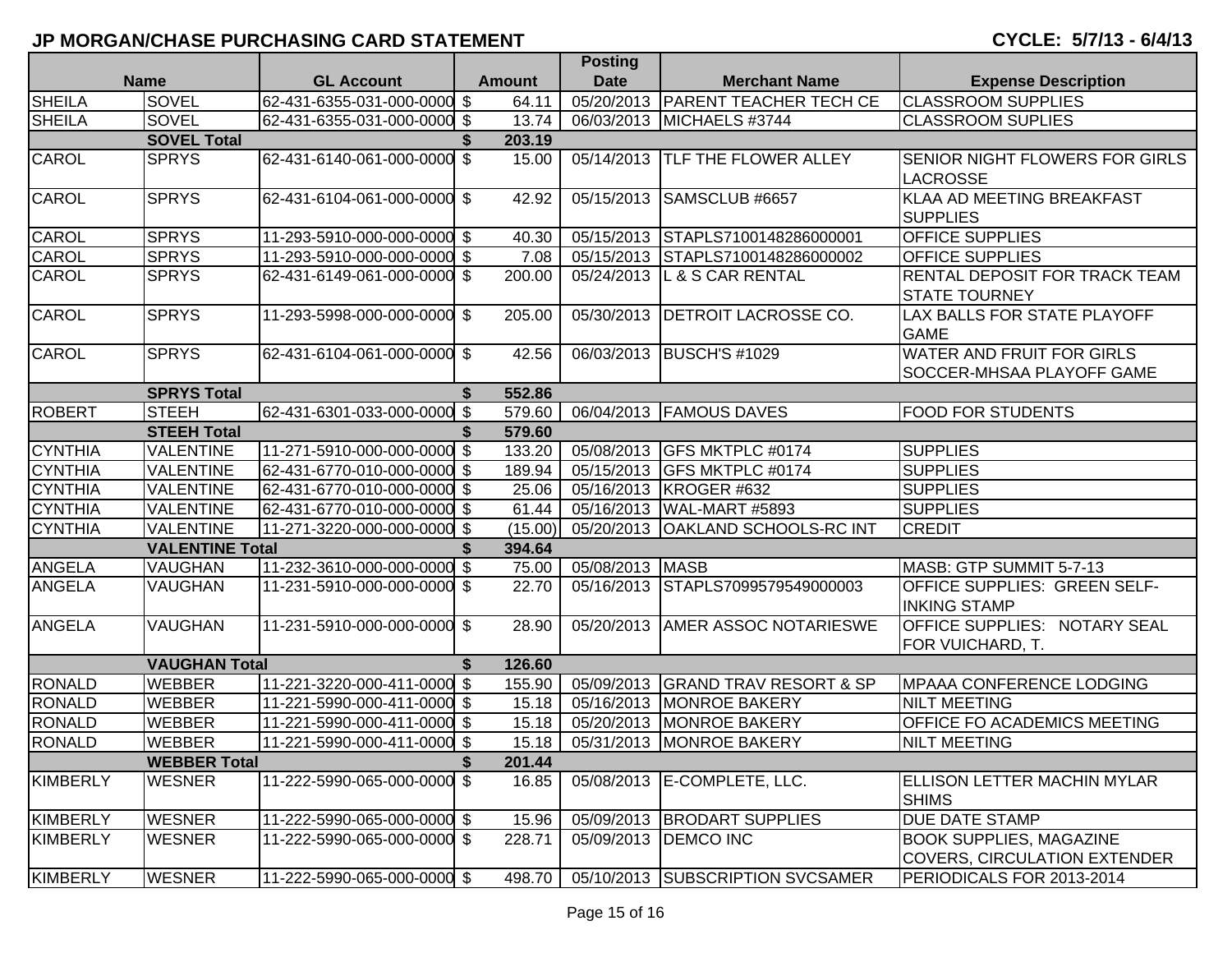## JP MORGAN/CHASE PURCHASING CARD STATEMENT

**CYCLE: 5/7/13 - 6/4/13**

| Name | | GL Account | Amount | Posting Date | Merchant Name | Expense Description |
|---|---|---|---|---|---|---|
| SHEILA | SOVEL | 62-431-6355-031-000-0000 | $ 64.11 | 05/20/2013 | PARENT TEACHER TECH CE | CLASSROOM SUPPLIES |
| SHEILA | SOVEL | 62-431-6355-031-000-0000 | $ 13.74 | 06/03/2013 | MICHAELS #3744 | CLASSROOM SUPLIES |
| | **SOVEL Total** | | **$ 203.19** | | | |
| CAROL | SPRYS | 62-431-6140-061-000-0000 | $ 15.00 | 05/14/2013 | TLF THE FLOWER ALLEY | SENIOR NIGHT FLOWERS FOR GIRLS LACROSSE |
| CAROL | SPRYS | 62-431-6104-061-000-0000 | $ 42.92 | 05/15/2013 | SAMSCLUB #6657 | KLAA AD MEETING BREAKFAST SUPPLIES |
| CAROL | SPRYS | 11-293-5910-000-000-0000 | $ 40.30 | 05/15/2013 | STAPLS7100148286000001 | OFFICE SUPPLIES |
| CAROL | SPRYS | 11-293-5910-000-000-0000 | $ 7.08 | 05/15/2013 | STAPLS7100148286000002 | OFFICE SUPPLIES |
| CAROL | SPRYS | 62-431-6149-061-000-0000 | $ 200.00 | 05/24/2013 | L & S CAR RENTAL | RENTAL DEPOSIT FOR TRACK TEAM STATE TOURNEY |
| CAROL | SPRYS | 11-293-5998-000-000-0000 | $ 205.00 | 05/30/2013 | DETROIT LACROSSE CO. | LAX BALLS FOR STATE PLAYOFF GAME |
| CAROL | SPRYS | 62-431-6104-061-000-0000 | $ 42.56 | 06/03/2013 | BUSCH'S #1029 | WATER AND FRUIT FOR GIRLS SOCCER-MHSAA PLAYOFF GAME |
| | **SPRYS Total** | | **$ 552.86** | | | |
| ROBERT | STEEH | 62-431-6301-033-000-0000 | $ 579.60 | 06/04/2013 | FAMOUS DAVES | FOOD FOR STUDENTS |
| | **STEEH Total** | | **$ 579.60** | | | |
| CYNTHIA | VALENTINE | 11-271-5910-000-000-0000 | $ 133.20 | 05/08/2013 | GFS MKTPLC #0174 | SUPPLIES |
| CYNTHIA | VALENTINE | 62-431-6770-010-000-0000 | $ 189.94 | 05/15/2013 | GFS MKTPLC #0174 | SUPPLIES |
| CYNTHIA | VALENTINE | 62-431-6770-010-000-0000 | $ 25.06 | 05/16/2013 | KROGER #632 | SUPPLIES |
| CYNTHIA | VALENTINE | 62-431-6770-010-000-0000 | $ 61.44 | 05/16/2013 | WAL-MART #5893 | SUPPLIES |
| CYNTHIA | VALENTINE | 11-271-3220-000-000-0000 | $ (15.00) | 05/20/2013 | OAKLAND SCHOOLS-RC INT | CREDIT |
| | **VALENTINE Total** | | **$ 394.64** | | | |
| ANGELA | VAUGHAN | 11-232-3610-000-000-0000 | $ 75.00 | 05/08/2013 | MASB | MASB: GTP SUMMIT 5-7-13 |
| ANGELA | VAUGHAN | 11-231-5910-000-000-0000 | $ 22.70 | 05/16/2013 | STAPLS7099579549000003 | OFFICE SUPPLIES: GREEN SELF-INKING STAMP |
| ANGELA | VAUGHAN | 11-231-5910-000-000-0000 | $ 28.90 | 05/20/2013 | AMER ASSOC NOTARIESWE | OFFICE SUPPLIES: NOTARY SEAL FOR VUICHARD, T. |
| | **VAUGHAN Total** | | **$ 126.60** | | | |
| RONALD | WEBBER | 11-221-3220-000-411-0000 | $ 155.90 | 05/09/2013 | GRAND TRAV RESORT & SP | MPAAA CONFERENCE LODGING |
| RONALD | WEBBER | 11-221-5990-000-411-0000 | $ 15.18 | 05/16/2013 | MONROE BAKERY | NILT MEETING |
| RONALD | WEBBER | 11-221-5990-000-411-0000 | $ 15.18 | 05/20/2013 | MONROE BAKERY | OFFICE FO ACADEMICS MEETING |
| RONALD | WEBBER | 11-221-5990-000-411-0000 | $ 15.18 | 05/31/2013 | MONROE BAKERY | NILT MEETING |
| | **WEBBER Total** | | **$ 201.44** | | | |
| KIMBERLY | WESNER | 11-222-5990-065-000-0000 | $ 16.85 | 05/08/2013 | E-COMPLETE, LLC. | ELLISON LETTER MACHIN MYLAR SHIMS |
| KIMBERLY | WESNER | 11-222-5990-065-000-0000 | $ 15.96 | 05/09/2013 | BRODART SUPPLIES | DUE DATE STAMP |
| KIMBERLY | WESNER | 11-222-5990-065-000-0000 | $ 228.71 | 05/09/2013 | DEMCO INC | BOOK SUPPLIES, MAGAZINE COVERS, CIRCULATION EXTENDER |
| KIMBERLY | WESNER | 11-222-5990-065-000-0000 | $ 498.70 | 05/10/2013 | SUBSCRIPTION SVCSAMER | PERIODICALS FOR 2013-2014 |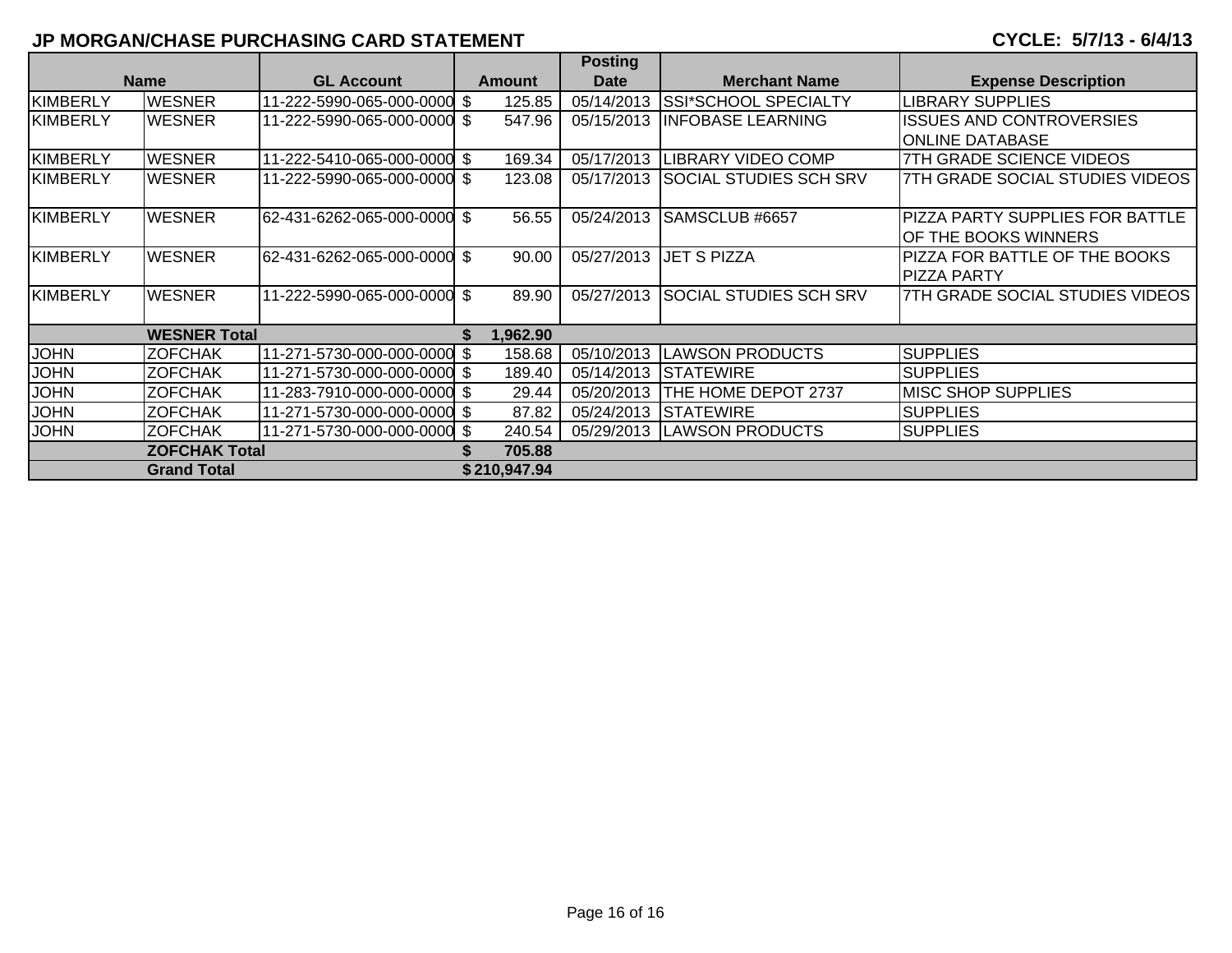**JP MORGAN/CHASE PURCHASING CARD STATEMENT** **CYCLE: 5/7/13 - 6/4/13**

| Name | | GL Account | Amount | Posting Date | Merchant Name | Expense Description |
|---|---|---|---|---|---|---|
| KIMBERLY | WESNER | 11-222-5990-065-000-0000 | $ 125.85 | 05/14/2013 | SSI*SCHOOL SPECIALTY | LIBRARY SUPPLIES |
| KIMBERLY | WESNER | 11-222-5990-065-000-0000 | $ 547.96 | 05/15/2013 | INFOBASE LEARNING | ISSUES AND CONTROVERSIES ONLINE DATABASE |
| KIMBERLY | WESNER | 11-222-5410-065-000-0000 | $ 169.34 | 05/17/2013 | LIBRARY VIDEO COMP | 7TH GRADE SCIENCE VIDEOS |
| KIMBERLY | WESNER | 11-222-5990-065-000-0000 | $ 123.08 | 05/17/2013 | SOCIAL STUDIES SCH SRV | 7TH GRADE SOCIAL STUDIES VIDEOS |
| KIMBERLY | WESNER | 62-431-6262-065-000-0000 | $ 56.55 | 05/24/2013 | SAMSCLUB #6657 | PIZZA PARTY SUPPLIES FOR BATTLE OF THE BOOKS WINNERS |
| KIMBERLY | WESNER | 62-431-6262-065-000-0000 | $ 90.00 | 05/27/2013 | JET S PIZZA | PIZZA FOR BATTLE OF THE BOOKS PIZZA PARTY |
| KIMBERLY | WESNER | 11-222-5990-065-000-0000 | $ 89.90 | 05/27/2013 | SOCIAL STUDIES SCH SRV | 7TH GRADE SOCIAL STUDIES VIDEOS |
| | **WESNER Total** | | **$ 1,962.90** | | | |
| JOHN | ZOFCHAK | 11-271-5730-000-000-0000 | $ 158.68 | 05/10/2013 | LAWSON PRODUCTS | SUPPLIES |
| JOHN | ZOFCHAK | 11-271-5730-000-000-0000 | $ 189.40 | 05/14/2013 | STATEWIRE | SUPPLIES |
| JOHN | ZOFCHAK | 11-283-7910-000-000-0000 | $ 29.44 | 05/20/2013 | THE HOME DEPOT 2737 | MISC SHOP SUPPLIES |
| JOHN | ZOFCHAK | 11-271-5730-000-000-0000 | $ 87.82 | 05/24/2013 | STATEWIRE | SUPPLIES |
| JOHN | ZOFCHAK | 11-271-5730-000-000-0000 | $ 240.54 | 05/29/2013 | LAWSON PRODUCTS | SUPPLIES |
| | **ZOFCHAK Total** | | **$ 705.88** | | | |
| | **Grand Total** | | **$ 210,947.94** | | | |